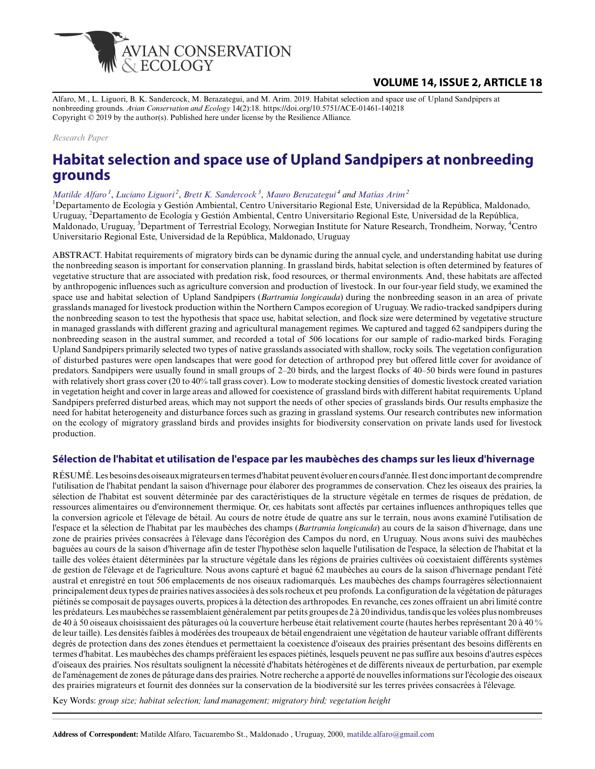Alfaro, M., L. Liguori, B. K. Sandercock, M. Berazategui, and M. Arim. 2019. Habitat selection and space use of Upland Sandpipers at nonbreeding grounds. *Avian Conservation and Ecology* 14(2):18. https://doi.org/10.5751/ACE-01461-140218
Copyright © 2019 by the author(s). Published here under license by the Resilience Alliance.

*Research Paper*

# Habitat selection and space use of Upland Sandpipers at nonbreeding grounds

*Matilde Alfaro* [1], *Luciano Liguori* [2], *Brett K. Sandercock* [3], *Mauro Berazategui* [4] and *Matías Arim* [2]

[1]Departamento de Ecologia y Gestión Ambiental, Centro Universitario Regional Este, Universidad de la República, Maldonado, Uruguay, [2]Departamento de Ecología y Gestión Ambiental, Centro Universitario Regional Este, Universidad de la República, Maldonado, Uruguay, [3]Department of Terrestrial Ecology, Norwegian Institute for Nature Research, Trondheim, Norway, [4]Centro Universitario Regional Este, Universidad de la República, Maldonado, Uruguay

ABSTRACT. Habitat requirements of migratory birds can be dynamic during the annual cycle, and understanding habitat use during the nonbreeding season is important for conservation planning. In grassland birds, habitat selection is often determined by features of vegetative structure that are associated with predation risk, food resources, or thermal environments. And, these habitats are affected by anthropogenic influences such as agriculture conversion and production of livestock. In our four-year field study, we examined the space use and habitat selection of Upland Sandpipers (*Bartramia longicauda*) during the nonbreeding season in an area of private grasslands managed for livestock production within the Northern Campos ecoregion of Uruguay. We radio-tracked sandpipers during the nonbreeding season to test the hypothesis that space use, habitat selection, and flock size were determined by vegetative structure in managed grasslands with different grazing and agricultural management regimes. We captured and tagged 62 sandpipers during the nonbreeding season in the austral summer, and recorded a total of 506 locations for our sample of radio-marked birds. Foraging Upland Sandpipers primarily selected two types of native grasslands associated with shallow, rocky soils. The vegetation configuration of disturbed pastures were open landscapes that were good for detection of arthropod prey but offered little cover for avoidance of predators. Sandpipers were usually found in small groups of 2–20 birds, and the largest flocks of 40–50 birds were found in pastures with relatively short grass cover (20 to 40% tall grass cover). Low to moderate stocking densities of domestic livestock created variation in vegetation height and cover in large areas and allowed for coexistence of grassland birds with different habitat requirements. Upland Sandpipers preferred disturbed areas, which may not support the needs of other species of grasslands birds. Our results emphasize the need for habitat heterogeneity and disturbance forces such as grazing in grassland systems. Our research contributes new information on the ecology of migratory grassland birds and provides insights for biodiversity conservation on private lands used for livestock production.

## Sélection de l'habitat et utilisation de l'espace par les maubèches des champs sur les lieux d'hivernage

RÉSUMÉ. Les besoins des oiseaux migrateurs en termes d'habitat peuvent évoluer en cours d'année. Il est donc important de comprendre l'utilisation de l'habitat pendant la saison d'hivernage pour élaborer des programmes de conservation. Chez les oiseaux des prairies, la sélection de l'habitat est souvent déterminée par des caractéristiques de la structure végétale en termes de risques de prédation, de ressources alimentaires ou d'environnement thermique. Or, ces habitats sont affectés par certaines influences anthropiques telles que la conversion agricole et l'élevage de bétail. Au cours de notre étude de quatre ans sur le terrain, nous avons examiné l'utilisation de l'espace et la sélection de l'habitat par les maubèches des champs (*Bartramia longicauda*) au cours de la saison d'hivernage, dans une zone de prairies privées consacrées à l'élevage dans l'écorégion des Campos du nord, en Uruguay. Nous avons suivi des maubèches baguées au cours de la saison d'hivernage afin de tester l'hypothèse selon laquelle l'utilisation de l'espace, la sélection de l'habitat et la taille des volées étaient déterminées par la structure végétale dans les régions de prairies cultivées où coexistaient différents systèmes de gestion de l'élevage et de l'agriculture. Nous avons capturé et bagué 62 maubèches au cours de la saison d'hivernage pendant l'été austral et enregistré en tout 506 emplacements de nos oiseaux radiomarqués. Les maubèches des champs fourragères sélectionnaient principalement deux types de prairies natives associées à des sols rocheux et peu profonds. La configuration de la végétation de pâturages piétinés se composait de paysages ouverts, propices à la détection des arthropodes. En revanche, ces zones offraient un abri limité contre les prédateurs. Les maubèches se rassemblaient généralement par petits groupes de 2 à 20 individus, tandis que les volées plus nombreuses de 40 à 50 oiseaux choisissaient des pâturages où la couverture herbeuse était relativement courte (hautes herbes représentant 20 à 40 % de leur taille). Les densités faibles à modérées des troupeaux de bétail engendraient une végétation de hauteur variable offrant différents degrés de protection dans des zones étendues et permettaient la coexistence d'oiseaux des prairies présentant des besoins différents en termes d'habitat. Les maubèches des champs préféraient les espaces piétinés, lesquels peuvent ne pas suffire aux besoins d'autres espèces d'oiseaux des prairies. Nos résultats soulignent la nécessité d'habitats hétérogènes et de différents niveaux de perturbation, par exemple de l'aménagement de zones de pâturage dans des prairies. Notre recherche a apporté de nouvelles informations sur l'écologie des oiseaux des prairies migrateurs et fournit des données sur la conservation de la biodiversité sur les terres privées consacrées à l'élevage.

Key Words: *group size; habitat selection; land management; migratory bird; vegetation height*

**Address of Correspondent:** Matilde Alfaro, Tacuarembo St., Maldonado , Uruguay, 2000, matilde.alfaro@gmail.com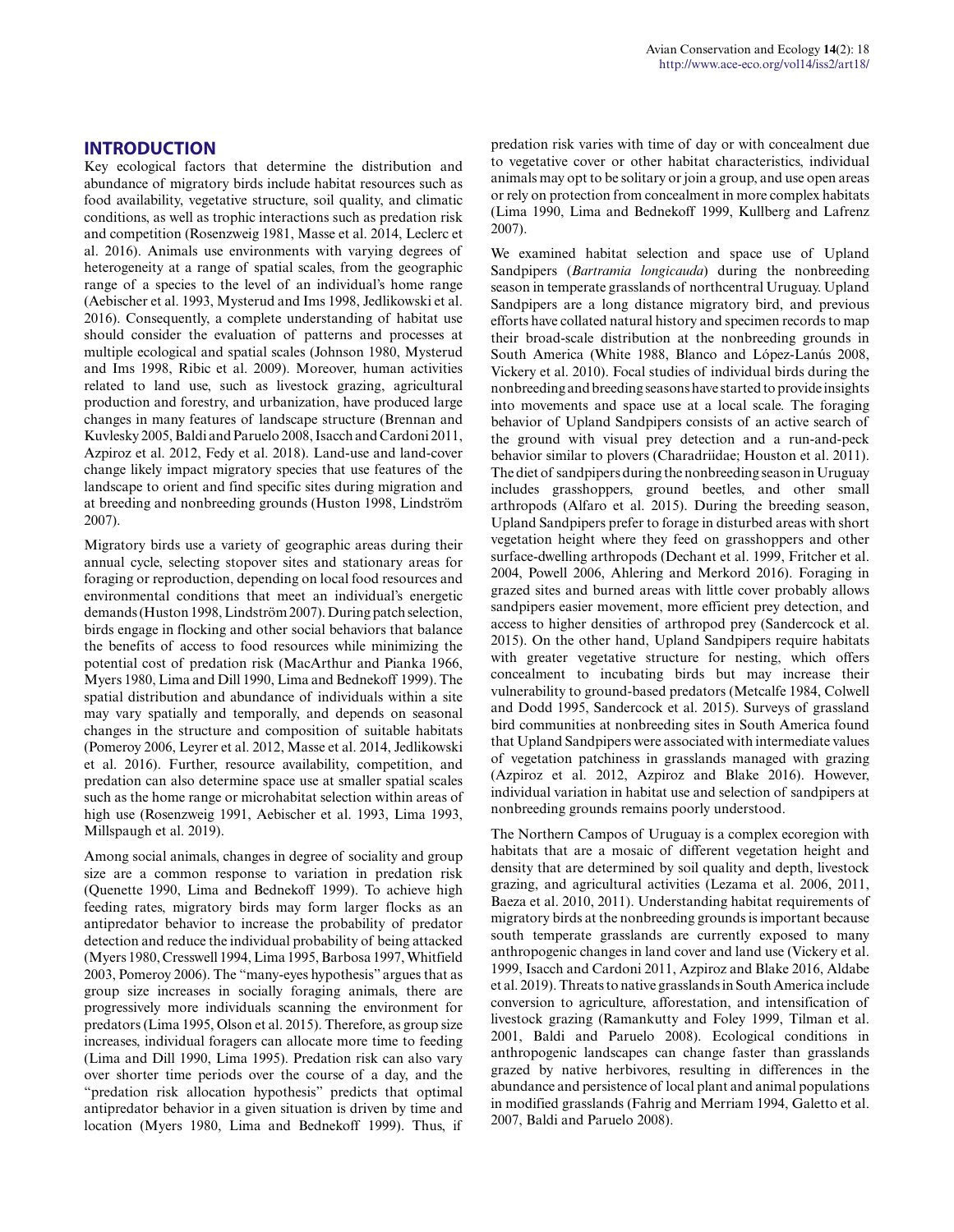## INTRODUCTION

Key ecological factors that determine the distribution and abundance of migratory birds include habitat resources such as food availability, vegetative structure, soil quality, and climatic conditions, as well as trophic interactions such as predation risk and competition (Rosenzweig 1981, Masse et al. 2014, Leclerc et al. 2016). Animals use environments with varying degrees of heterogeneity at a range of spatial scales, from the geographic range of a species to the level of an individual's home range (Aebischer et al. 1993, Mysterud and Ims 1998, Jedlikowski et al. 2016). Consequently, a complete understanding of habitat use should consider the evaluation of patterns and processes at multiple ecological and spatial scales (Johnson 1980, Mysterud and Ims 1998, Ribic et al. 2009). Moreover, human activities related to land use, such as livestock grazing, agricultural production and forestry, and urbanization, have produced large changes in many features of landscape structure (Brennan and Kuvlesky 2005, Baldi and Paruelo 2008, Isacch and Cardoni 2011, Azpiroz et al. 2012, Fedy et al. 2018). Land-use and land-cover change likely impact migratory species that use features of the landscape to orient and find specific sites during migration and at breeding and nonbreeding grounds (Huston 1998, Lindström 2007).

Migratory birds use a variety of geographic areas during their annual cycle, selecting stopover sites and stationary areas for foraging or reproduction, depending on local food resources and environmental conditions that meet an individual's energetic demands (Huston 1998, Lindström 2007). During patch selection, birds engage in flocking and other social behaviors that balance the benefits of access to food resources while minimizing the potential cost of predation risk (MacArthur and Pianka 1966, Myers 1980, Lima and Dill 1990, Lima and Bednekoff 1999). The spatial distribution and abundance of individuals within a site may vary spatially and temporally, and depends on seasonal changes in the structure and composition of suitable habitats (Pomeroy 2006, Leyrer et al. 2012, Masse et al. 2014, Jedlikowski et al. 2016). Further, resource availability, competition, and predation can also determine space use at smaller spatial scales such as the home range or microhabitat selection within areas of high use (Rosenzweig 1991, Aebischer et al. 1993, Lima 1993, Millspaugh et al. 2019).

Among social animals, changes in degree of sociality and group size are a common response to variation in predation risk (Quenette 1990, Lima and Bednekoff 1999). To achieve high feeding rates, migratory birds may form larger flocks as an antipredator behavior to increase the probability of predator detection and reduce the individual probability of being attacked (Myers 1980, Cresswell 1994, Lima 1995, Barbosa 1997, Whitfield 2003, Pomeroy 2006). The "many-eyes hypothesis" argues that as group size increases in socially foraging animals, there are progressively more individuals scanning the environment for predators (Lima 1995, Olson et al. 2015). Therefore, as group size increases, individual foragers can allocate more time to feeding (Lima and Dill 1990, Lima 1995). Predation risk can also vary over shorter time periods over the course of a day, and the "predation risk allocation hypothesis" predicts that optimal antipredator behavior in a given situation is driven by time and location (Myers 1980, Lima and Bednekoff 1999). Thus, if predation risk varies with time of day or with concealment due to vegetative cover or other habitat characteristics, individual animals may opt to be solitary or join a group, and use open areas or rely on protection from concealment in more complex habitats (Lima 1990, Lima and Bednekoff 1999, Kullberg and Lafrenz 2007).

We examined habitat selection and space use of Upland Sandpipers (*Bartramia longicauda*) during the nonbreeding season in temperate grasslands of northcentral Uruguay. Upland Sandpipers are a long distance migratory bird, and previous efforts have collated natural history and specimen records to map their broad-scale distribution at the nonbreeding grounds in South America (White 1988, Blanco and López-Lanús 2008, Vickery et al. 2010). Focal studies of individual birds during the nonbreeding and breeding seasons have started to provide insights into movements and space use at a local scale. The foraging behavior of Upland Sandpipers consists of an active search of the ground with visual prey detection and a run-and-peck behavior similar to plovers (Charadriidae; Houston et al. 2011). The diet of sandpipers during the nonbreeding season in Uruguay includes grasshoppers, ground beetles, and other small arthropods (Alfaro et al. 2015). During the breeding season, Upland Sandpipers prefer to forage in disturbed areas with short vegetation height where they feed on grasshoppers and other surface-dwelling arthropods (Dechant et al. 1999, Fritcher et al. 2004, Powell 2006, Ahlering and Merkord 2016). Foraging in grazed sites and burned areas with little cover probably allows sandpipers easier movement, more efficient prey detection, and access to higher densities of arthropod prey (Sandercock et al. 2015). On the other hand, Upland Sandpipers require habitats with greater vegetative structure for nesting, which offers concealment to incubating birds but may increase their vulnerability to ground-based predators (Metcalfe 1984, Colwell and Dodd 1995, Sandercock et al. 2015). Surveys of grassland bird communities at nonbreeding sites in South America found that Upland Sandpipers were associated with intermediate values of vegetation patchiness in grasslands managed with grazing (Azpiroz et al. 2012, Azpiroz and Blake 2016). However, individual variation in habitat use and selection of sandpipers at nonbreeding grounds remains poorly understood.

The Northern Campos of Uruguay is a complex ecoregion with habitats that are a mosaic of different vegetation height and density that are determined by soil quality and depth, livestock grazing, and agricultural activities (Lezama et al. 2006, 2011, Baeza et al. 2010, 2011). Understanding habitat requirements of migratory birds at the nonbreeding grounds is important because south temperate grasslands are currently exposed to many anthropogenic changes in land cover and land use (Vickery et al. 1999, Isacch and Cardoni 2011, Azpiroz and Blake 2016, Aldabe et al. 2019). Threats to native grasslands in South America include conversion to agriculture, afforestation, and intensification of livestock grazing (Ramankutty and Foley 1999, Tilman et al. 2001, Baldi and Paruelo 2008). Ecological conditions in anthropogenic landscapes can change faster than grasslands grazed by native herbivores, resulting in differences in the abundance and persistence of local plant and animal populations in modified grasslands (Fahrig and Merriam 1994, Galetto et al. 2007, Baldi and Paruelo 2008).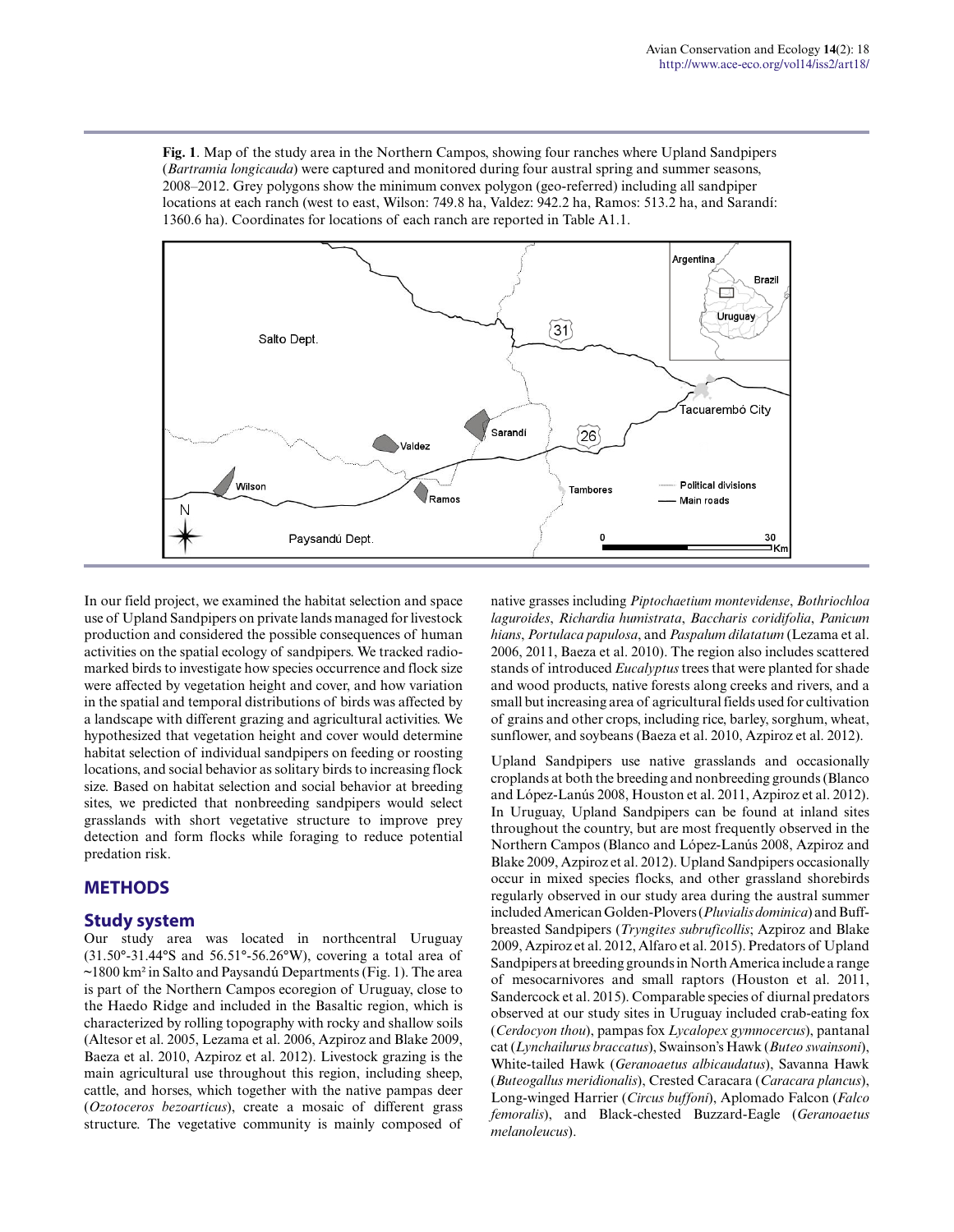**Fig. 1**. Map of the study area in the Northern Campos, showing four ranches where Upland Sandpipers (*Bartramia longicauda*) were captured and monitored during four austral spring and summer seasons, 2008–2012. Grey polygons show the minimum convex polygon (geo-referred) including all sandpiper locations at each ranch (west to east, Wilson: 749.8 ha, Valdez: 942.2 ha, Ramos: 513.2 ha, and Sarandí: 1360.6 ha). Coordinates for locations of each ranch are reported in Table A1.1.

In our field project, we examined the habitat selection and space use of Upland Sandpipers on private lands managed for livestock production and considered the possible consequences of human activities on the spatial ecology of sandpipers. We tracked radio-marked birds to investigate how species occurrence and flock size were affected by vegetation height and cover, and how variation in the spatial and temporal distributions of birds was affected by a landscape with different grazing and agricultural activities. We hypothesized that vegetation height and cover would determine habitat selection of individual sandpipers on feeding or roosting locations, and social behavior as solitary birds to increasing flock size. Based on habitat selection and social behavior at breeding sites, we predicted that nonbreeding sandpipers would select grasslands with short vegetative structure to improve prey detection and form flocks while foraging to reduce potential predation risk.

## METHODS

### Study system

Our study area was located in northcentral Uruguay (31.50°-31.44°S and 56.51°-56.26°W), covering a total area of ~1800 km² in Salto and Paysandú Departments (Fig. 1). The area is part of the Northern Campos ecoregion of Uruguay, close to the Haedo Ridge and included in the Basaltic region, which is characterized by rolling topography with rocky and shallow soils (Altesor et al. 2005, Lezama et al. 2006, Azpiroz and Blake 2009, Baeza et al. 2010, Azpiroz et al. 2012). Livestock grazing is the main agricultural use throughout this region, including sheep, cattle, and horses, which together with the native pampas deer (*Ozotoceros bezoarticus*), create a mosaic of different grass structure. The vegetative community is mainly composed of native grasses including *Piptochaetium montevidense*, *Bothriochloa laguroides*, *Richardia humistrata*, *Baccharis coridifolia*, *Panicum hians*, *Portulaca papulosa*, and *Paspalum dilatatum* (Lezama et al. 2006, 2011, Baeza et al. 2010). The region also includes scattered stands of introduced *Eucalyptus* trees that were planted for shade and wood products, native forests along creeks and rivers, and a small but increasing area of agricultural fields used for cultivation of grains and other crops, including rice, barley, sorghum, wheat, sunflower, and soybeans (Baeza et al. 2010, Azpiroz et al. 2012).

Upland Sandpipers use native grasslands and occasionally croplands at both the breeding and nonbreeding grounds (Blanco and López-Lanús 2008, Houston et al. 2011, Azpiroz et al. 2012). In Uruguay, Upland Sandpipers can be found at inland sites throughout the country, but are most frequently observed in the Northern Campos (Blanco and López-Lanús 2008, Azpiroz and Blake 2009, Azpiroz et al. 2012). Upland Sandpipers occasionally occur in mixed species flocks, and other grassland shorebirds regularly observed in our study area during the austral summer included American Golden-Plovers (*Pluvialis dominica*) and Buff-breasted Sandpipers (*Tryngites subruficollis*; Azpiroz and Blake 2009, Azpiroz et al. 2012, Alfaro et al. 2015). Predators of Upland Sandpipers at breeding grounds in North America include a range of mesocarnivores and small raptors (Houston et al. 2011, Sandercock et al. 2015). Comparable species of diurnal predators observed at our study sites in Uruguay included crab-eating fox (*Cerdocyon thou*), pampas fox *Lycalopex gymnocercus*), pantanal cat (*Lynchailurus braccatus*), Swainson's Hawk (*Buteo swainsoni*), White-tailed Hawk (*Geranoaetus albicaudatus*), Savanna Hawk (*Buteogallus meridionalis*), Crested Caracara (*Caracara plancus*), Long-winged Harrier (*Circus buffoni*), Aplomado Falcon (*Falco femoralis*), and Black-chested Buzzard-Eagle (*Geranoaetus melanoleucus*).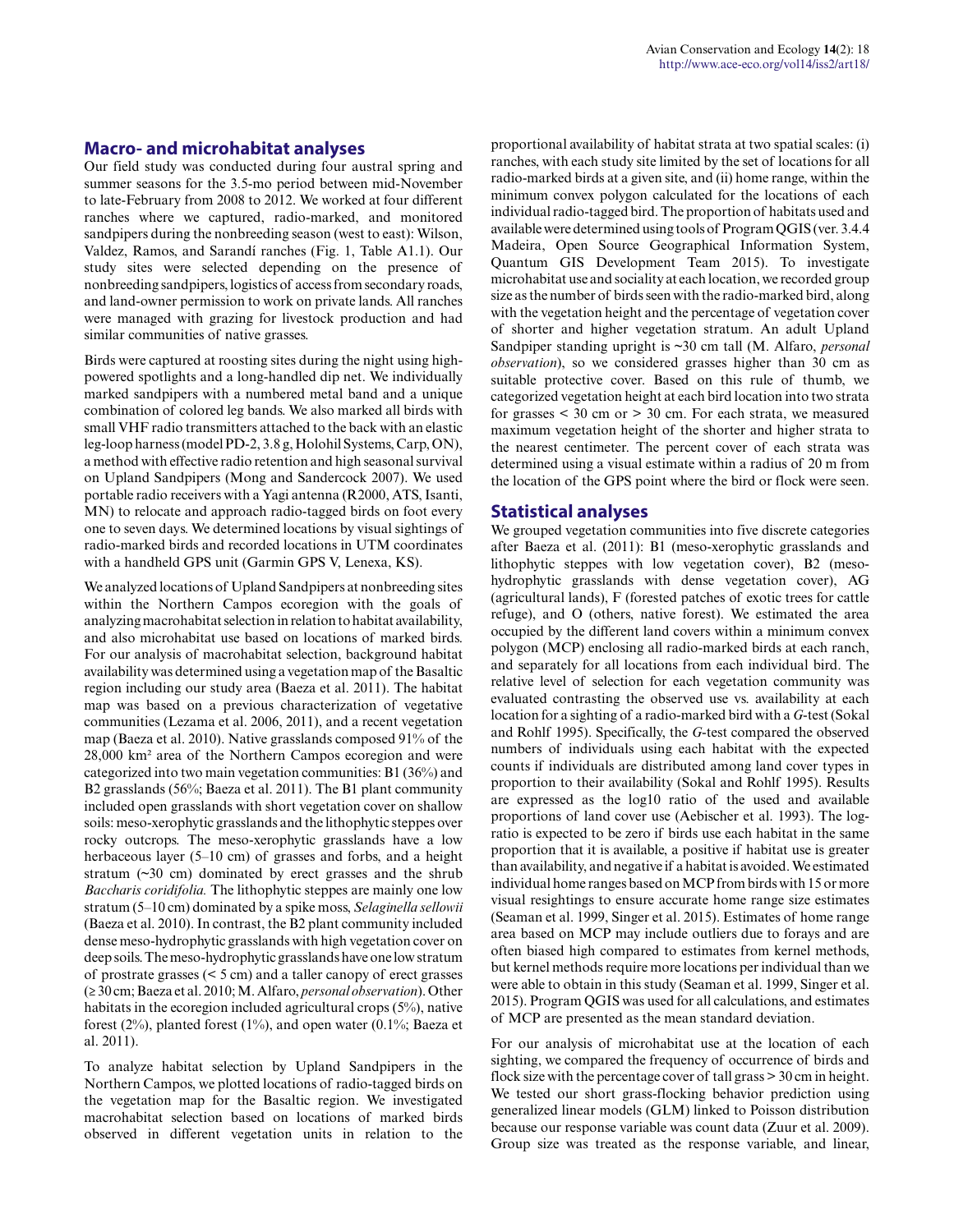## Macro- and microhabitat analyses

Our field study was conducted during four austral spring and summer seasons for the 3.5-mo period between mid-November to late-February from 2008 to 2012. We worked at four different ranches where we captured, radio-marked, and monitored sandpipers during the nonbreeding season (west to east): Wilson, Valdez, Ramos, and Sarandí ranches (Fig. 1, Table A1.1). Our study sites were selected depending on the presence of nonbreeding sandpipers, logistics of access from secondary roads, and land-owner permission to work on private lands. All ranches were managed with grazing for livestock production and had similar communities of native grasses.

Birds were captured at roosting sites during the night using high-powered spotlights and a long-handled dip net. We individually marked sandpipers with a numbered metal band and a unique combination of colored leg bands. We also marked all birds with small VHF radio transmitters attached to the back with an elastic leg-loop harness (model PD-2, 3.8 g, Holohil Systems, Carp, ON), a method with effective radio retention and high seasonal survival on Upland Sandpipers (Mong and Sandercock 2007). We used portable radio receivers with a Yagi antenna (R2000, ATS, Isanti, MN) to relocate and approach radio-tagged birds on foot every one to seven days. We determined locations by visual sightings of radio-marked birds and recorded locations in UTM coordinates with a handheld GPS unit (Garmin GPS V, Lenexa, KS).

We analyzed locations of Upland Sandpipers at nonbreeding sites within the Northern Campos ecoregion with the goals of analyzing macrohabitat selection in relation to habitat availability, and also microhabitat use based on locations of marked birds. For our analysis of macrohabitat selection, background habitat availability was determined using a vegetation map of the Basaltic region including our study area (Baeza et al. 2011). The habitat map was based on a previous characterization of vegetative communities (Lezama et al. 2006, 2011), and a recent vegetation map (Baeza et al. 2010). Native grasslands composed 91% of the 28,000 km² area of the Northern Campos ecoregion and were categorized into two main vegetation communities: B1 (36%) and B2 grasslands (56%; Baeza et al. 2011). The B1 plant community included open grasslands with short vegetation cover on shallow soils: meso-xerophytic grasslands and the lithophytic steppes over rocky outcrops. The meso-xerophytic grasslands have a low herbaceous layer (5–10 cm) of grasses and forbs, and a height stratum (~30 cm) dominated by erect grasses and the shrub *Baccharis coridifolia.* The lithophytic steppes are mainly one low stratum (5–10 cm) dominated by a spike moss, *Selaginella sellowii* (Baeza et al. 2010). In contrast, the B2 plant community included dense meso-hydrophytic grasslands with high vegetation cover on deep soils. The meso-hydrophytic grasslands have one low stratum of prostrate grasses (< 5 cm) and a taller canopy of erect grasses (≥ 30 cm; Baeza et al. 2010; M. Alfaro, *personal observation*). Other habitats in the ecoregion included agricultural crops (5%), native forest (2%), planted forest (1%), and open water (0.1%; Baeza et al. 2011).

To analyze habitat selection by Upland Sandpipers in the Northern Campos, we plotted locations of radio-tagged birds on the vegetation map for the Basaltic region. We investigated macrohabitat selection based on locations of marked birds observed in different vegetation units in relation to the proportional availability of habitat strata at two spatial scales: (i) ranches, with each study site limited by the set of locations for all radio-marked birds at a given site, and (ii) home range, within the minimum convex polygon calculated for the locations of each individual radio-tagged bird. The proportion of habitats used and available were determined using tools of Program QGIS (ver. 3.4.4 Madeira, Open Source Geographical Information System, Quantum GIS Development Team 2015). To investigate microhabitat use and sociality at each location, we recorded group size as the number of birds seen with the radio-marked bird, along with the vegetation height and the percentage of vegetation cover of shorter and higher vegetation stratum. An adult Upland Sandpiper standing upright is ~30 cm tall (M. Alfaro, *personal observation*), so we considered grasses higher than 30 cm as suitable protective cover. Based on this rule of thumb, we categorized vegetation height at each bird location into two strata for grasses < 30 cm or > 30 cm. For each strata, we measured maximum vegetation height of the shorter and higher strata to the nearest centimeter. The percent cover of each strata was determined using a visual estimate within a radius of 20 m from the location of the GPS point where the bird or flock were seen.

## Statistical analyses

We grouped vegetation communities into five discrete categories after Baeza et al. (2011): B1 (meso-xerophytic grasslands and lithophytic steppes with low vegetation cover), B2 (meso-hydrophytic grasslands with dense vegetation cover), AG (agricultural lands), F (forested patches of exotic trees for cattle refuge), and O (others, native forest). We estimated the area occupied by the different land covers within a minimum convex polygon (MCP) enclosing all radio-marked birds at each ranch, and separately for all locations from each individual bird. The relative level of selection for each vegetation community was evaluated contrasting the observed use vs. availability at each location for a sighting of a radio-marked bird with a *G*-test (Sokal and Rohlf 1995). Specifically, the *G*-test compared the observed numbers of individuals using each habitat with the expected counts if individuals are distributed among land cover types in proportion to their availability (Sokal and Rohlf 1995). Results are expressed as the log10 ratio of the used and available proportions of land cover use (Aebischer et al. 1993). The log-ratio is expected to be zero if birds use each habitat in the same proportion that it is available, a positive if habitat use is greater than availability, and negative if a habitat is avoided. We estimated individual home ranges based on MCP from birds with 15 or more visual resightings to ensure accurate home range size estimates (Seaman et al. 1999, Singer et al. 2015). Estimates of home range area based on MCP may include outliers due to forays and are often biased high compared to estimates from kernel methods, but kernel methods require more locations per individual than we were able to obtain in this study (Seaman et al. 1999, Singer et al. 2015). Program QGIS was used for all calculations, and estimates of MCP are presented as the mean standard deviation.

For our analysis of microhabitat use at the location of each sighting, we compared the frequency of occurrence of birds and flock size with the percentage cover of tall grass > 30 cm in height. We tested our short grass-flocking behavior prediction using generalized linear models (GLM) linked to Poisson distribution because our response variable was count data (Zuur et al. 2009). Group size was treated as the response variable, and linear,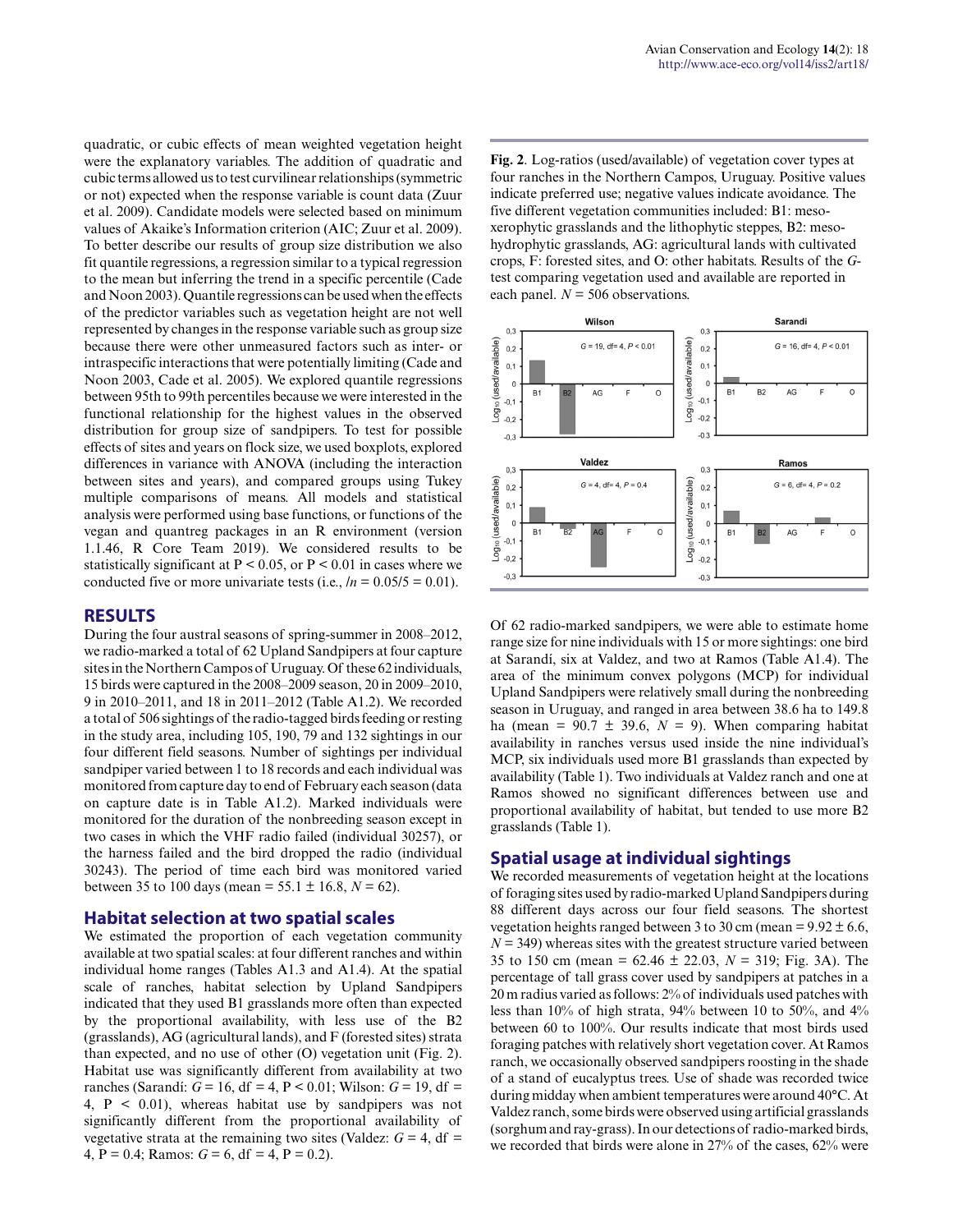quadratic, or cubic effects of mean weighted vegetation height were the explanatory variables. The addition of quadratic and cubic terms allowed us to test curvilinear relationships (symmetric or not) expected when the response variable is count data (Zuur et al. 2009). Candidate models were selected based on minimum values of Akaike's Information criterion (AIC; Zuur et al. 2009). To better describe our results of group size distribution we also fit quantile regressions, a regression similar to a typical regression to the mean but inferring the trend in a specific percentile (Cade and Noon 2003). Quantile regressions can be used when the effects of the predictor variables such as vegetation height are not well represented by changes in the response variable such as group size because there were other unmeasured factors such as inter- or intraspecific interactions that were potentially limiting (Cade and Noon 2003, Cade et al. 2005). We explored quantile regressions between 95th to 99th percentiles because we were interested in the functional relationship for the highest values in the observed distribution for group size of sandpipers. To test for possible effects of sites and years on flock size, we used boxplots, explored differences in variance with ANOVA (including the interaction between sites and years), and compared groups using Tukey multiple comparisons of means. All models and statistical analysis were performed using base functions, or functions of the vegan and quantreg packages in an R environment (version 1.1.46, R Core Team 2019). We considered results to be statistically significant at $P < 0.05$, or $P < 0.01$ in cases where we conducted five or more univariate tests (i.e., $/n = 0.05/5 = 0.01$).

## RESULTS

During the four austral seasons of spring-summer in 2008–2012, we radio-marked a total of 62 Upland Sandpipers at four capture sites in the Northern Campos of Uruguay. Of these 62 individuals, 15 birds were captured in the 2008–2009 season, 20 in 2009–2010, 9 in 2010–2011, and 18 in 2011–2012 (Table A1.2). We recorded a total of 506 sightings of the radio-tagged birds feeding or resting in the study area, including 105, 190, 79 and 132 sightings in our four different field seasons. Number of sightings per individual sandpiper varied between 1 to 18 records and each individual was monitored from capture day to end of February each season (data on capture date is in Table A1.2). Marked individuals were monitored for the duration of the nonbreeding season except in two cases in which the VHF radio failed (individual 30257), or the harness failed and the bird dropped the radio (individual 30243). The period of time each bird was monitored varied between 35 to 100 days (mean = 55.1 ± 16.8, $N = 62$).

### Habitat selection at two spatial scales

We estimated the proportion of each vegetation community available at two spatial scales: at four different ranches and within individual home ranges (Tables A1.3 and A1.4). At the spatial scale of ranches, habitat selection by Upland Sandpipers indicated that they used B1 grasslands more often than expected by the proportional availability, with less use of the B2 (grasslands), AG (agricultural lands), and F (forested sites) strata than expected, and no use of other (O) vegetation unit (Fig. 2). Habitat use was significantly different from availability at two ranches (Sarandí: $G = 16$, df = 4, $P < 0.01$; Wilson: $G = 19$, df = 4, $P < 0.01$), whereas habitat use by sandpipers was not significantly different from the proportional availability of vegetative strata at the remaining two sites (Valdez: $G = 4$, df = 4, $P = 0.4$; Ramos: $G = 6$, df = 4, $P = 0.2$).

**Fig. 2**. Log-ratios (used/available) of vegetation cover types at four ranches in the Northern Campos, Uruguay. Positive values indicate preferred use; negative values indicate avoidance. The five different vegetation communities included: B1: meso-xerophytic grasslands and the lithophytic steppes, B2: meso-hydrophytic grasslands, AG: agricultural lands with cultivated crops, F: forested sites, and O: other habitats. Results of the *G*-test comparing vegetation used and available are reported in each panel. $N = 506$ observations.

Of 62 radio-marked sandpipers, we were able to estimate home range size for nine individuals with 15 or more sightings: one bird at Sarandí, six at Valdez, and two at Ramos (Table A1.4). The area of the minimum convex polygons (MCP) for individual Upland Sandpipers were relatively small during the nonbreeding season in Uruguay, and ranged in area between 38.6 ha to 149.8 ha (mean = 90.7 ± 39.6, $N = 9$). When comparing habitat availability in ranches versus used inside the nine individual's MCP, six individuals used more B1 grasslands than expected by availability (Table 1). Two individuals at Valdez ranch and one at Ramos showed no significant differences between use and proportional availability of habitat, but tended to use more B2 grasslands (Table 1).

### Spatial usage at individual sightings

We recorded measurements of vegetation height at the locations of foraging sites used by radio-marked Upland Sandpipers during 88 different days across our four field seasons. The shortest vegetation heights ranged between 3 to 30 cm (mean = 9.92 ± 6.6, $N = 349$) whereas sites with the greatest structure varied between 35 to 150 cm (mean = 62.46 ± 22.03, $N = 319$; Fig. 3A). The percentage of tall grass cover used by sandpipers at patches in a 20 m radius varied as follows: 2% of individuals used patches with less than 10% of high strata, 94% between 10 to 50%, and 4% between 60 to 100%. Our results indicate that most birds used foraging patches with relatively short vegetation cover. At Ramos ranch, we occasionally observed sandpipers roosting in the shade of a stand of eucalyptus trees. Use of shade was recorded twice during midday when ambient temperatures were around 40°C. At Valdez ranch, some birds were observed using artificial grasslands (sorghum and ray-grass). In our detections of radio-marked birds, we recorded that birds were alone in 27% of the cases, 62% were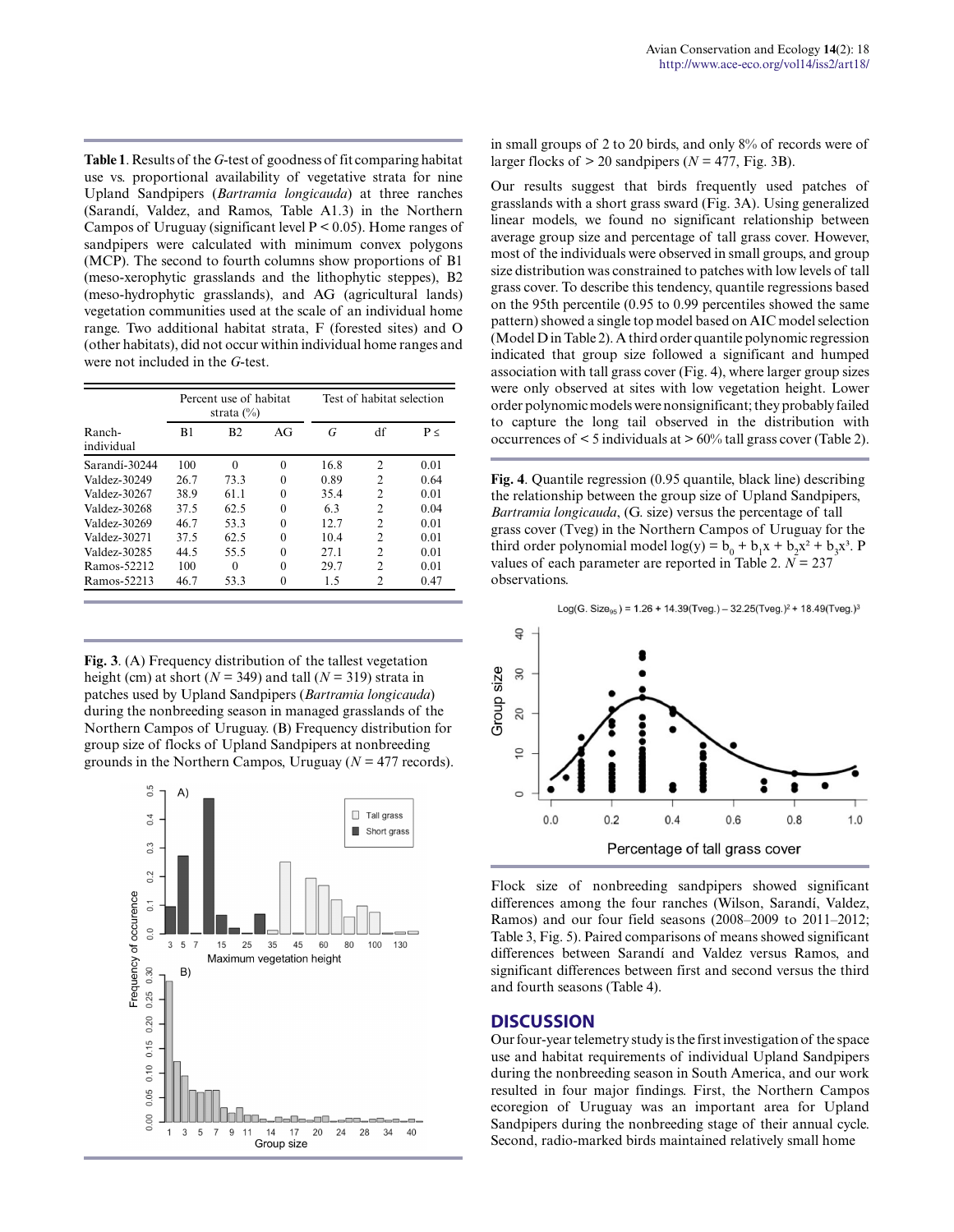**Table 1**. Results of the *G*-test of goodness of fit comparing habitat use vs. proportional availability of vegetative strata for nine Upland Sandpipers (*Bartramia longicauda*) at three ranches (Sarandí, Valdez, and Ramos, Table A1.3) in the Northern Campos of Uruguay (significant level P < 0.05). Home ranges of sandpipers were calculated with minimum convex polygons (MCP). The second to fourth columns show proportions of B1 (meso-xerophytic grasslands and the lithophytic steppes), B2 (meso-hydrophytic grasslands), and AG (agricultural lands) vegetation communities used at the scale of an individual home range. Two additional habitat strata, F (forested sites) and O (other habitats), did not occur within individual home ranges and were not included in the *G*-test.

| | Percent use of habitat strata (%) | | | Test of habitat selection | | |
|---|---|---|---|---|---|---|
| Ranch-individual | B1 | B2 | AG | *G* | df | P ≤ |
| Sarandí-30244 | 100 | 0 | 0 | 16.8 | 2 | 0.01 |
| Valdez-30249 | 26.7 | 73.3 | 0 | 0.89 | 2 | 0.64 |
| Valdez-30267 | 38.9 | 61.1 | 0 | 35.4 | 2 | 0.01 |
| Valdez-30268 | 37.5 | 62.5 | 0 | 6.3 | 2 | 0.04 |
| Valdez-30269 | 46.7 | 53.3 | 0 | 12.7 | 2 | 0.01 |
| Valdez-30271 | 37.5 | 62.5 | 0 | 10.4 | 2 | 0.01 |
| Valdez-30285 | 44.5 | 55.5 | 0 | 27.1 | 2 | 0.01 |
| Ramos-52212 | 100 | 0 | 0 | 29.7 | 2 | 0.01 |
| Ramos-52213 | 46.7 | 53.3 | 0 | 1.5 | 2 | 0.47 |

**Fig. 3**. (A) Frequency distribution of the tallest vegetation height (cm) at short ($N$ = 349) and tall ($N$ = 319) strata in patches used by Upland Sandpipers (*Bartramia longicauda*) during the nonbreeding season in managed grasslands of the Northern Campos of Uruguay. (B) Frequency distribution for group size of flocks of Upland Sandpipers at nonbreeding grounds in the Northern Campos, Uruguay ($N$ = 477 records).

in small groups of 2 to 20 birds, and only 8% of records were of larger flocks of > 20 sandpipers ($N$ = 477, Fig. 3B).

Our results suggest that birds frequently used patches of grasslands with a short grass sward (Fig. 3A). Using generalized linear models, we found no significant relationship between average group size and percentage of tall grass cover. However, most of the individuals were observed in small groups, and group size distribution was constrained to patches with low levels of tall grass cover. To describe this tendency, quantile regressions based on the 95th percentile (0.95 to 0.99 percentiles showed the same pattern) showed a single top model based on AIC model selection (Model D in Table 2). A third order quantile polynomic regression indicated that group size followed a significant and humped association with tall grass cover (Fig. 4), where larger group sizes were only observed at sites with low vegetation height. Lower order polynomic models were nonsignificant; they probably failed to capture the long tail observed in the distribution with occurrences of < 5 individuals at > 60% tall grass cover (Table 2).

**Fig. 4**. Quantile regression (0.95 quantile, black line) describing the relationship between the group size of Upland Sandpipers, *Bartramia longicauda*, (G. size) versus the percentage of tall grass cover (Tveg) in the Northern Campos of Uruguay for the third order polynomial model $\log(y) = b_0 + b_1x + b_2x^2 + b_3x^3$. P values of each parameter are reported in Table 2. $N$ = 237 observations.

Flock size of nonbreeding sandpipers showed significant differences among the four ranches (Wilson, Sarandí, Valdez, Ramos) and our four field seasons (2008–2009 to 2011–2012; Table 3, Fig. 5). Paired comparisons of means showed significant differences between Sarandí and Valdez versus Ramos, and significant differences between first and second versus the third and fourth seasons (Table 4).

## DISCUSSION

Our four-year telemetry study is the first investigation of the space use and habitat requirements of individual Upland Sandpipers during the nonbreeding season in South America, and our work resulted in four major findings. First, the Northern Campos ecoregion of Uruguay was an important area for Upland Sandpipers during the nonbreeding stage of their annual cycle. Second, radio-marked birds maintained relatively small home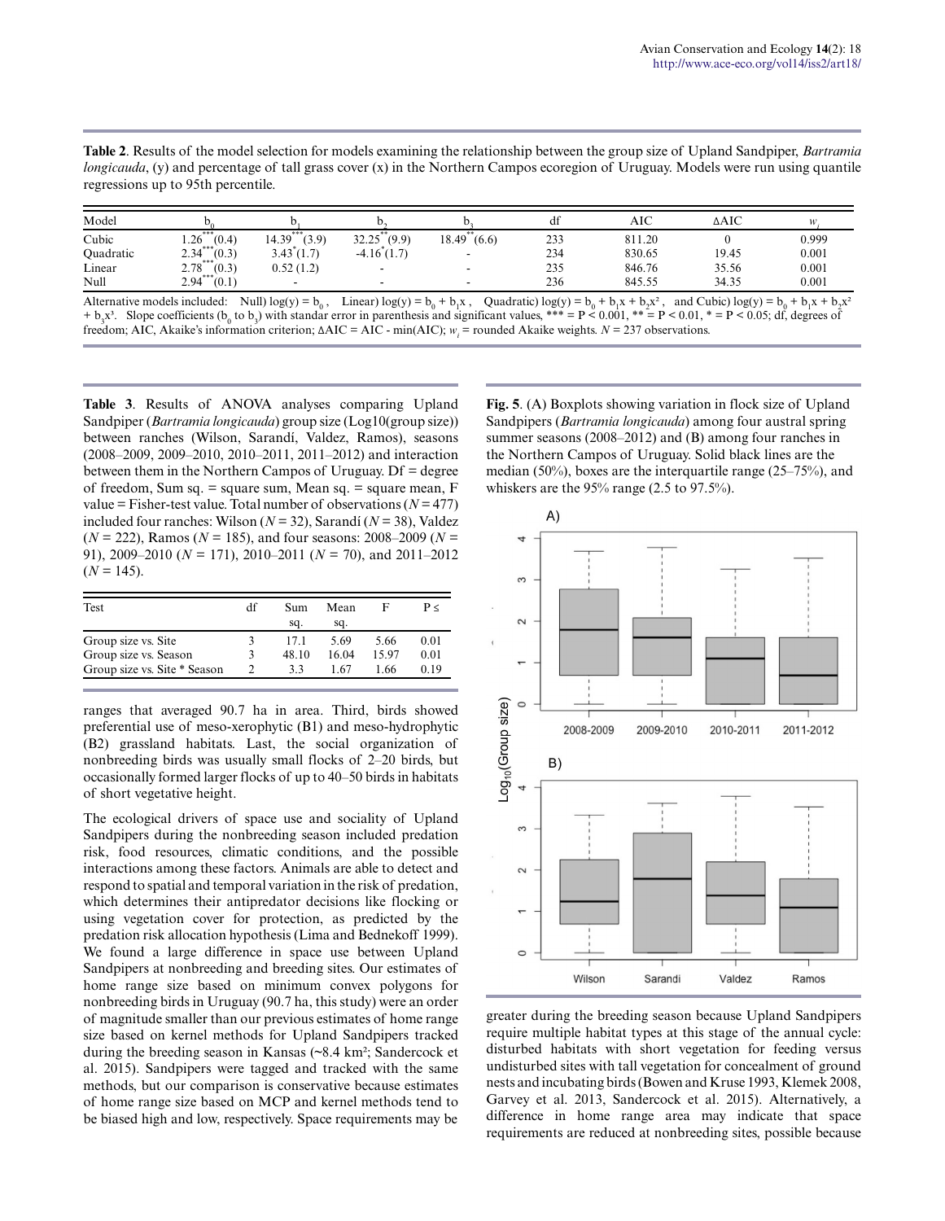**Table 2**. Results of the model selection for models examining the relationship between the group size of Upland Sandpiper, *Bartramia longicauda*, (y) and percentage of tall grass cover (x) in the Northern Campos ecoregion of Uruguay. Models were run using quantile regressions up to 95th percentile.

| Model | $b_0$ | $b_1$ | $b_2$ | $b_3$ | df | AIC | ΔAIC | $w_i$ |
|---|---|---|---|---|---|---|---|---|
| Cubic | $1.26^{***}(0.4)$ | $14.39^{***}(3.9)$ | $32.25^{**}(9.9)$ | $18.49^{**}(6.6)$ | 233 | 811.20 | 0 | 0.999 |
| Quadratic | $2.34^{***}(0.3)$ | $3.43^{*}(1.7)$ | $-4.16^{*}(1.7)$ | - | 234 | 830.65 | 19.45 | 0.001 |
| Linear | $2.78^{***}(0.3)$ | 0.52 (1.2) | - | - | 235 | 846.76 | 35.56 | 0.001 |
| Null | $2.94^{***}(0.1)$ | - | - | - | 236 | 845.55 | 34.35 | 0.001 |

Alternative models included: Null) $\log(y) = b_0$, Linear) $\log(y) = b_0 + b_1x$, Quadratic) $\log(y) = b_0 + b_1x + b_2x^2$, and Cubic) $\log(y) = b_0 + b_1x + b_2x^2 + b_3x^3$. Slope coefficients ($b_0$ to $b_3$) with standar error in parenthesis and significant values, *** = $P < 0.001$, ** = $P < 0.01$, * = $P < 0.05$; df, degrees of freedom; AIC, Akaike's information criterion; ΔAIC = AIC - min(AIC); $w_i$ = rounded Akaike weights. $N$ = 237 observations.

**Table 3**. Results of ANOVA analyses comparing Upland Sandpiper (*Bartramia longicauda*) group size (Log10(group size)) between ranches (Wilson, Sarandí, Valdez, Ramos), seasons (2008–2009, 2009–2010, 2010–2011, 2011–2012) and interaction between them in the Northern Campos of Uruguay. Df = degree of freedom, Sum sq. = square sum, Mean sq. = square mean, F value = Fisher-test value. Total number of observations ($N$ = 477) included four ranches: Wilson ($N$ = 32), Sarandí ($N$ = 38), Valdez ($N$ = 222), Ramos ($N$ = 185), and four seasons: 2008–2009 ($N$ = 91), 2009–2010 ($N$ = 171), 2010–2011 ($N$ = 70), and 2011–2012 ($N$ = 145).

| Test | df | Sum sq. | Mean sq. | F | P ≤ |
|---|---|---|---|---|---|
| Group size vs. Site | 3 | 17.1 | 5.69 | 5.66 | 0.01 |
| Group size vs. Season | 3 | 48.10 | 16.04 | 15.97 | 0.01 |
| Group size vs. Site * Season | 2 | 3.3 | 1.67 | 1.66 | 0.19 |

ranges that averaged 90.7 ha in area. Third, birds showed preferential use of meso-xerophytic (B1) and meso-hydrophytic (B2) grassland habitats. Last, the social organization of nonbreeding birds was usually small flocks of 2–20 birds, but occasionally formed larger flocks of up to 40–50 birds in habitats of short vegetative height.

The ecological drivers of space use and sociality of Upland Sandpipers during the nonbreeding season included predation risk, food resources, climatic conditions, and the possible interactions among these factors. Animals are able to detect and respond to spatial and temporal variation in the risk of predation, which determines their antipredator decisions like flocking or using vegetation cover for protection, as predicted by the predation risk allocation hypothesis (Lima and Bednekoff 1999). We found a large difference in space use between Upland Sandpipers at nonbreeding and breeding sites. Our estimates of home range size based on minimum convex polygons for nonbreeding birds in Uruguay (90.7 ha, this study) were an order of magnitude smaller than our previous estimates of home range size based on kernel methods for Upland Sandpipers tracked during the breeding season in Kansas (~8.4 km²; Sandercock et al. 2015). Sandpipers were tagged and tracked with the same methods, but our comparison is conservative because estimates of home range size based on MCP and kernel methods tend to be biased high and low, respectively. Space requirements may be greater during the breeding season because Upland Sandpipers require multiple habitat types at this stage of the annual cycle: disturbed habitats with short vegetation for feeding versus undisturbed sites with tall vegetation for concealment of ground nests and incubating birds (Bowen and Kruse 1993, Klemek 2008, Garvey et al. 2013, Sandercock et al. 2015). Alternatively, a difference in home range area may indicate that space requirements are reduced at nonbreeding sites, possible because

**Fig. 5**. (A) Boxplots showing variation in flock size of Upland Sandpipers (*Bartramia longicauda*) among four austral spring summer seasons (2008–2012) and (B) among four ranches in the Northern Campos of Uruguay. Solid black lines are the median (50%), boxes are the interquartile range (25–75%), and whiskers are the 95% range (2.5 to 97.5%).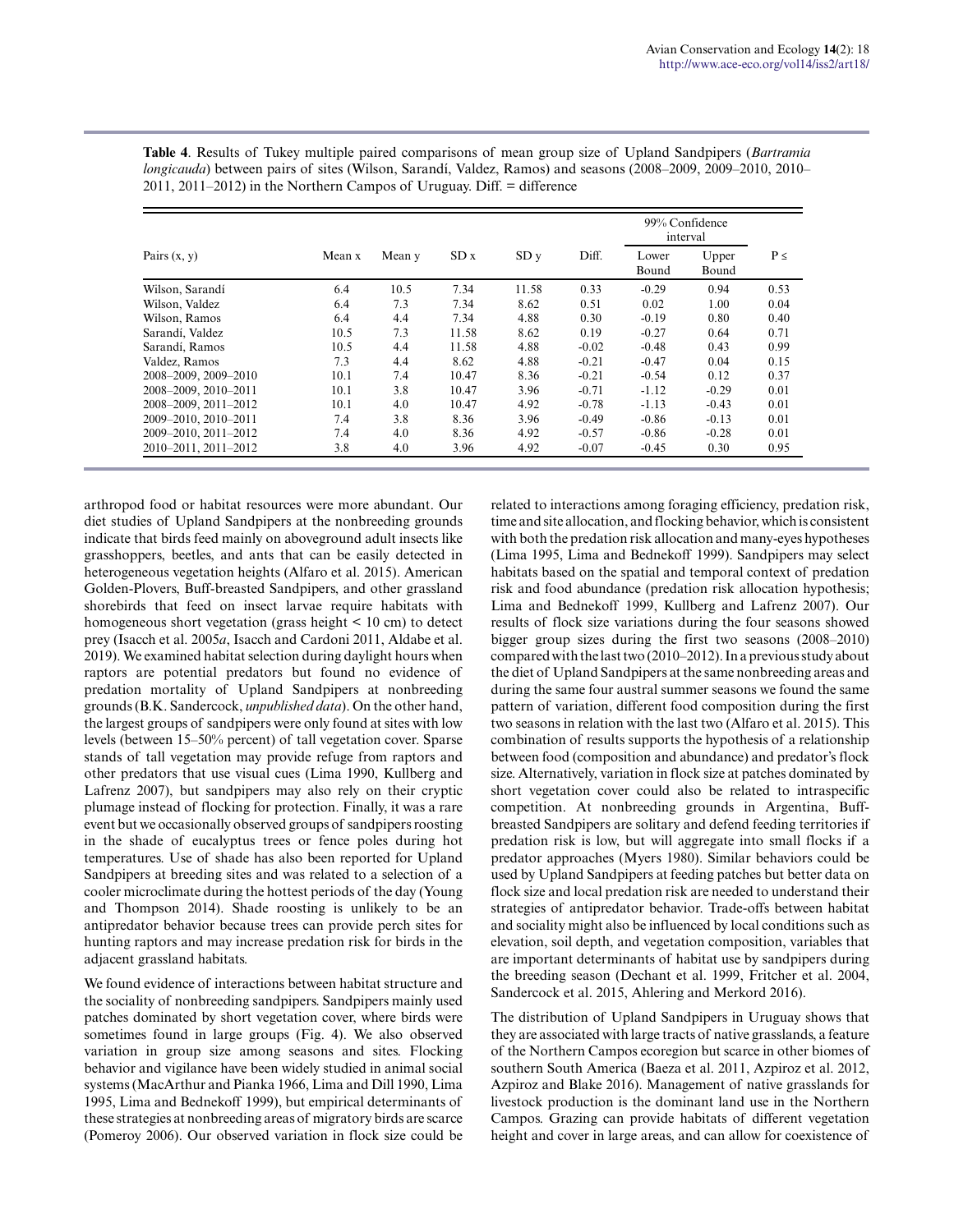**Table 4**. Results of Tukey multiple paired comparisons of mean group size of Upland Sandpipers (*Bartramia longicauda*) between pairs of sites (Wilson, Sarandí, Valdez, Ramos) and seasons (2008–2009, 2009–2010, 2010–2011, 2011–2012) in the Northern Campos of Uruguay. Diff. = difference

| Pairs (x, y) | Mean x | Mean y | SD x | SD y | Diff. | 99% Confidence interval | | P ≤ |
|---|---|---|---|---|---|---|---|---|
| | | | | | | Lower Bound | Upper Bound | |
| Wilson, Sarandí | 6.4 | 10.5 | 7.34 | 11.58 | 0.33 | -0.29 | 0.94 | 0.53 |
| Wilson, Valdez | 6.4 | 7.3 | 7.34 | 8.62 | 0.51 | 0.02 | 1.00 | 0.04 |
| Wilson, Ramos | 6.4 | 4.4 | 7.34 | 4.88 | 0.30 | -0.19 | 0.80 | 0.40 |
| Sarandí, Valdez | 10.5 | 7.3 | 11.58 | 8.62 | 0.19 | -0.27 | 0.64 | 0.71 |
| Sarandí, Ramos | 10.5 | 4.4 | 11.58 | 4.88 | -0.02 | -0.48 | 0.43 | 0.99 |
| Valdez, Ramos | 7.3 | 4.4 | 8.62 | 4.88 | -0.21 | -0.47 | 0.04 | 0.15 |
| 2008–2009, 2009–2010 | 10.1 | 7.4 | 10.47 | 8.36 | -0.21 | -0.54 | 0.12 | 0.37 |
| 2008–2009, 2010–2011 | 10.1 | 3.8 | 10.47 | 3.96 | -0.71 | -1.12 | -0.29 | 0.01 |
| 2008–2009, 2011–2012 | 10.1 | 4.0 | 10.47 | 4.92 | -0.78 | -1.13 | -0.43 | 0.01 |
| 2009–2010, 2010–2011 | 7.4 | 3.8 | 8.36 | 3.96 | -0.49 | -0.86 | -0.13 | 0.01 |
| 2009–2010, 2011–2012 | 7.4 | 4.0 | 8.36 | 4.92 | -0.57 | -0.86 | -0.28 | 0.01 |
| 2010–2011, 2011–2012 | 3.8 | 4.0 | 3.96 | 4.92 | -0.07 | -0.45 | 0.30 | 0.95 |

arthropod food or habitat resources were more abundant. Our diet studies of Upland Sandpipers at the nonbreeding grounds indicate that birds feed mainly on aboveground adult insects like grasshoppers, beetles, and ants that can be easily detected in heterogeneous vegetation heights (Alfaro et al. 2015). American Golden-Plovers, Buff-breasted Sandpipers, and other grassland shorebirds that feed on insect larvae require habitats with homogeneous short vegetation (grass height < 10 cm) to detect prey (Isacch et al. 2005*a*, Isacch and Cardoni 2011, Aldabe et al. 2019). We examined habitat selection during daylight hours when raptors are potential predators but found no evidence of predation mortality of Upland Sandpipers at nonbreeding grounds (B.K. Sandercock, *unpublished data*). On the other hand, the largest groups of sandpipers were only found at sites with low levels (between 15–50% percent) of tall vegetation cover. Sparse stands of tall vegetation may provide refuge from raptors and other predators that use visual cues (Lima 1990, Kullberg and Lafrenz 2007), but sandpipers may also rely on their cryptic plumage instead of flocking for protection. Finally, it was a rare event but we occasionally observed groups of sandpipers roosting in the shade of eucalyptus trees or fence poles during hot temperatures. Use of shade has also been reported for Upland Sandpipers at breeding sites and was related to a selection of a cooler microclimate during the hottest periods of the day (Young and Thompson 2014). Shade roosting is unlikely to be an antipredator behavior because trees can provide perch sites for hunting raptors and may increase predation risk for birds in the adjacent grassland habitats.

We found evidence of interactions between habitat structure and the sociality of nonbreeding sandpipers. Sandpipers mainly used patches dominated by short vegetation cover, where birds were sometimes found in large groups (Fig. 4). We also observed variation in group size among seasons and sites. Flocking behavior and vigilance have been widely studied in animal social systems (MacArthur and Pianka 1966, Lima and Dill 1990, Lima 1995, Lima and Bednekoff 1999), but empirical determinants of these strategies at nonbreeding areas of migratory birds are scarce (Pomeroy 2006). Our observed variation in flock size could be related to interactions among foraging efficiency, predation risk, time and site allocation, and flocking behavior, which is consistent with both the predation risk allocation and many-eyes hypotheses (Lima 1995, Lima and Bednekoff 1999). Sandpipers may select habitats based on the spatial and temporal context of predation risk and food abundance (predation risk allocation hypothesis; Lima and Bednekoff 1999, Kullberg and Lafrenz 2007). Our results of flock size variations during the four seasons showed bigger group sizes during the first two seasons (2008–2010) compared with the last two (2010–2012). In a previous study about the diet of Upland Sandpipers at the same nonbreeding areas and during the same four austral summer seasons we found the same pattern of variation, different food composition during the first two seasons in relation with the last two (Alfaro et al. 2015). This combination of results supports the hypothesis of a relationship between food (composition and abundance) and predator's flock size. Alternatively, variation in flock size at patches dominated by short vegetation cover could also be related to intraspecific competition. At nonbreeding grounds in Argentina, Buff-breasted Sandpipers are solitary and defend feeding territories if predation risk is low, but will aggregate into small flocks if a predator approaches (Myers 1980). Similar behaviors could be used by Upland Sandpipers at feeding patches but better data on flock size and local predation risk are needed to understand their strategies of antipredator behavior. Trade-offs between habitat and sociality might also be influenced by local conditions such as elevation, soil depth, and vegetation composition, variables that are important determinants of habitat use by sandpipers during the breeding season (Dechant et al. 1999, Fritcher et al. 2004, Sandercock et al. 2015, Ahlering and Merkord 2016).

The distribution of Upland Sandpipers in Uruguay shows that they are associated with large tracts of native grasslands, a feature of the Northern Campos ecoregion but scarce in other biomes of southern South America (Baeza et al. 2011, Azpiroz et al. 2012, Azpiroz and Blake 2016). Management of native grasslands for livestock production is the dominant land use in the Northern Campos. Grazing can provide habitats of different vegetation height and cover in large areas, and can allow for coexistence of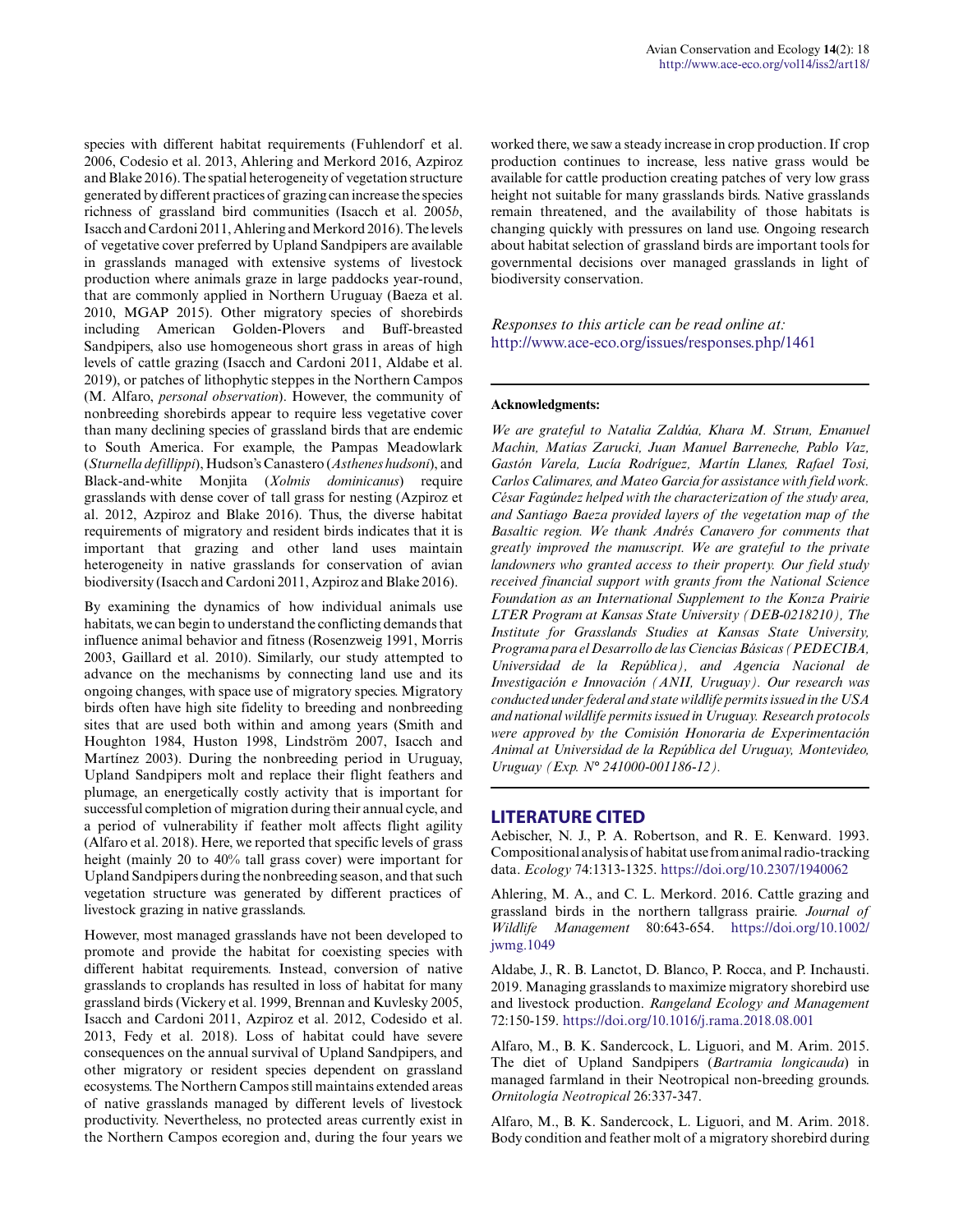species with different habitat requirements (Fuhlendorf et al. 2006, Codesio et al. 2013, Ahlering and Merkord 2016, Azpiroz and Blake 2016). The spatial heterogeneity of vegetation structure generated by different practices of grazing can increase the species richness of grassland bird communities (Isacch et al. 2005*b*, Isacch and Cardoni 2011, Ahlering and Merkord 2016). The levels of vegetative cover preferred by Upland Sandpipers are available in grasslands managed with extensive systems of livestock production where animals graze in large paddocks year-round, that are commonly applied in Northern Uruguay (Baeza et al. 2010, MGAP 2015). Other migratory species of shorebirds including American Golden-Plovers and Buff-breasted Sandpipers, also use homogeneous short grass in areas of high levels of cattle grazing (Isacch and Cardoni 2011, Aldabe et al. 2019), or patches of lithophytic steppes in the Northern Campos (M. Alfaro, *personal observation*). However, the community of nonbreeding shorebirds appear to require less vegetative cover than many declining species of grassland birds that are endemic to South America. For example, the Pampas Meadowlark (*Sturnella defillippi*), Hudson's Canastero (*Asthenes hudsoni*), and Black-and-white Monjita (*Xolmis dominicanus*) require grasslands with dense cover of tall grass for nesting (Azpiroz et al. 2012, Azpiroz and Blake 2016). Thus, the diverse habitat requirements of migratory and resident birds indicates that it is important that grazing and other land uses maintain heterogeneity in native grasslands for conservation of avian biodiversity (Isacch and Cardoni 2011, Azpiroz and Blake 2016).

By examining the dynamics of how individual animals use habitats, we can begin to understand the conflicting demands that influence animal behavior and fitness (Rosenzweig 1991, Morris 2003, Gaillard et al. 2010). Similarly, our study attempted to advance on the mechanisms by connecting land use and its ongoing changes, with space use of migratory species. Migratory birds often have high site fidelity to breeding and nonbreeding sites that are used both within and among years (Smith and Houghton 1984, Huston 1998, Lindström 2007, Isacch and Martínez 2003). During the nonbreeding period in Uruguay, Upland Sandpipers molt and replace their flight feathers and plumage, an energetically costly activity that is important for successful completion of migration during their annual cycle, and a period of vulnerability if feather molt affects flight agility (Alfaro et al. 2018). Here, we reported that specific levels of grass height (mainly 20 to 40% tall grass cover) were important for Upland Sandpipers during the nonbreeding season, and that such vegetation structure was generated by different practices of livestock grazing in native grasslands.

However, most managed grasslands have not been developed to promote and provide the habitat for coexisting species with different habitat requirements. Instead, conversion of native grasslands to croplands has resulted in loss of habitat for many grassland birds (Vickery et al. 1999, Brennan and Kuvlesky 2005, Isacch and Cardoni 2011, Azpiroz et al. 2012, Codesido et al. 2013, Fedy et al. 2018). Loss of habitat could have severe consequences on the annual survival of Upland Sandpipers, and other migratory or resident species dependent on grassland ecosystems. The Northern Campos still maintains extended areas of native grasslands managed by different levels of livestock productivity. Nevertheless, no protected areas currently exist in the Northern Campos ecoregion and, during the four years we worked there, we saw a steady increase in crop production. If crop production continues to increase, less native grass would be available for cattle production creating patches of very low grass height not suitable for many grasslands birds. Native grasslands remain threatened, and the availability of those habitats is changing quickly with pressures on land use. Ongoing research about habitat selection of grassland birds are important tools for governmental decisions over managed grasslands in light of biodiversity conservation.

*Responses to this article can be read online at:*
http://www.ace-eco.org/issues/responses.php/1461

**Acknowledgments:**

*We are grateful to Natalia Zaldúa, Khara M. Strum, Emanuel Machin, Matias Zarucki, Juan Manuel Barreneche, Pablo Vaz, Gastón Varela, Lucía Rodríguez, Martín Llanes, Rafael Tosi, Carlos Calimares, and Mateo Garcia for assistance with field work. César Fagúndez helped with the characterization of the study area, and Santiago Baeza provided layers of the vegetation map of the Basaltic region. We thank Andrés Canavero for comments that greatly improved the manuscript. We are grateful to the private landowners who granted access to their property. Our field study received financial support with grants from the National Science Foundation as an International Supplement to the Konza Prairie LTER Program at Kansas State University (DEB-0218210), The Institute for Grasslands Studies at Kansas State University, Programa para el Desarrollo de las Ciencias Básicas (PEDECIBA, Universidad de la República), and Agencia Nacional de Investigación e Innovación (ANII, Uruguay). Our research was conducted under federal and state wildlife permits issued in the USA and national wildlife permits issued in Uruguay. Research protocols were approved by the Comisión Honoraria de Experimentación Animal at Universidad de la República del Uruguay, Montevideo, Uruguay (Exp. N° 241000-001186-12).*

## LITERATURE CITED

Aebischer, N. J., P. A. Robertson, and R. E. Kenward. 1993. Compositional analysis of habitat use from animal radio-tracking data. *Ecology* 74:1313-1325. https://doi.org/10.2307/1940062

Ahlering, M. A., and C. L. Merkord. 2016. Cattle grazing and grassland birds in the northern tallgrass prairie. *Journal of Wildlife Management* 80:643-654. https://doi.org/10.1002/jwmg.1049

Aldabe, J., R. B. Lanctot, D. Blanco, P. Rocca, and P. Inchausti. 2019. Managing grasslands to maximize migratory shorebird use and livestock production. *Rangeland Ecology and Management* 72:150-159. https://doi.org/10.1016/j.rama.2018.08.001

Alfaro, M., B. K. Sandercock, L. Liguori, and M. Arim. 2015. The diet of Upland Sandpipers (*Bartramia longicauda*) in managed farmland in their Neotropical non-breeding grounds. *Ornitología Neotropical* 26:337-347.

Alfaro, M., B. K. Sandercock, L. Liguori, and M. Arim. 2018. Body condition and feather molt of a migratory shorebird during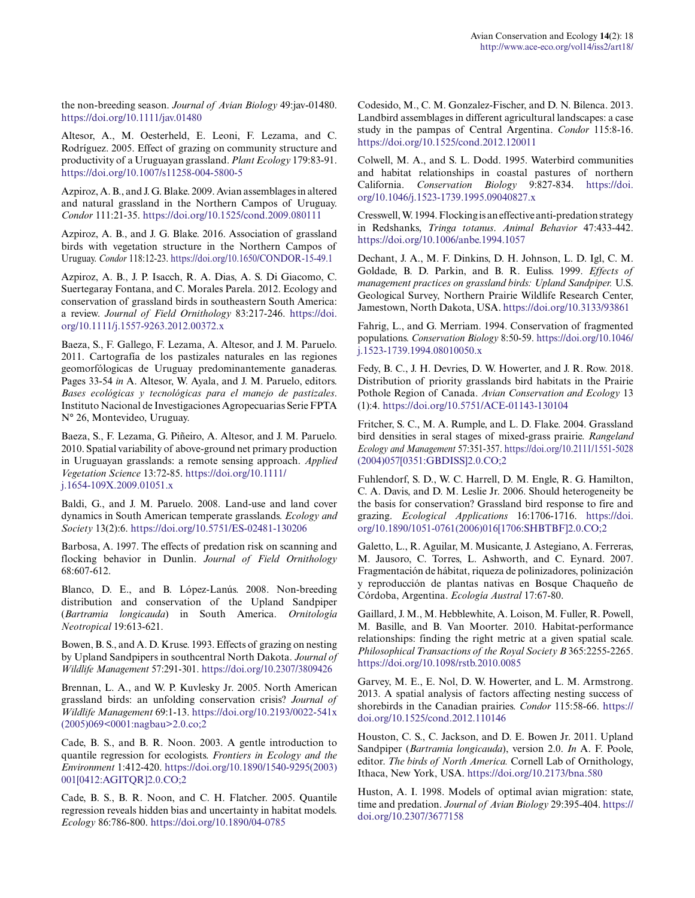the non-breeding season. *Journal of Avian Biology* 49:jav-01480. https://doi.org/10.1111/jav.01480

Altesor, A., M. Oesterheld, E. Leoni, F. Lezama, and C. Rodríguez. 2005. Effect of grazing on community structure and productivity of a Uruguayan grassland. *Plant Ecology* 179:83-91. https://doi.org/10.1007/s11258-004-5800-5

Azpiroz, A. B., and J. G. Blake. 2009. Avian assemblages in altered and natural grassland in the Northern Campos of Uruguay. *Condor* 111:21-35. https://doi.org/10.1525/cond.2009.080111

Azpiroz, A. B., and J. G. Blake. 2016. Association of grassland birds with vegetation structure in the Northern Campos of Uruguay. *Condor* 118:12-23. https://doi.org/10.1650/CONDOR-15-49.1

Azpiroz, A. B., J. P. Isacch, R. A. Dias, A. S. Di Giacomo, C. Suertegaray Fontana, and C. Morales Parela. 2012. Ecology and conservation of grassland birds in southeastern South America: a review. *Journal of Field Ornithology* 83:217-246. https://doi.org/10.1111/j.1557-9263.2012.00372.x

Baeza, S., F. Gallego, F. Lezama, A. Altesor, and J. M. Paruelo. 2011. Cartografía de los pastizales naturales en las regiones geomorfólogicas de Uruguay predominantemente ganaderas. Pages 33-54 *in* A. Altesor, W. Ayala, and J. M. Paruelo, editors. *Bases ecológicas y tecnológicas para el manejo de pastizales*. Instituto Nacional de Investigaciones Agropecuarias Serie FPTA N° 26, Montevideo, Uruguay.

Baeza, S., F. Lezama, G. Piñeiro, A. Altesor, and J. M. Paruelo. 2010. Spatial variability of above-ground net primary production in Uruguayan grasslands: a remote sensing approach. *Applied Vegetation Science* 13:72-85. https://doi.org/10.1111/j.1654-109X.2009.01051.x

Baldi, G., and J. M. Paruelo. 2008. Land-use and land cover dynamics in South American temperate grasslands. *Ecology and Society* 13(2):6. https://doi.org/10.5751/ES-02481-130206

Barbosa, A. 1997. The effects of predation risk on scanning and flocking behavior in Dunlin. *Journal of Field Ornithology* 68:607-612.

Blanco, D. E., and B. López-Lanús. 2008. Non-breeding distribution and conservation of the Upland Sandpiper (*Bartramia longicauda*) in South America. *Ornitología Neotropical* 19:613-621.

Bowen, B. S., and A. D. Kruse. 1993. Effects of grazing on nesting by Upland Sandpipers in southcentral North Dakota. *Journal of Wildlife Management* 57:291-301. https://doi.org/10.2307/3809426

Brennan, L. A., and W. P. Kuvlesky Jr. 2005. North American grassland birds: an unfolding conservation crisis? *Journal of Wildlife Management* 69:1-13. https://doi.org/10.2193/0022-541x(2005)069<0001:nagbau>2.0.co;2

Cade, B. S., and B. R. Noon. 2003. A gentle introduction to quantile regression for ecologists. *Frontiers in Ecology and the Environment* 1:412-420. https://doi.org/10.1890/1540-9295(2003)001[0412:AGITQR]2.0.CO;2

Cade, B. S., B. R. Noon, and C. H. Flatcher. 2005. Quantile regression reveals hidden bias and uncertainty in habitat models. *Ecology* 86:786-800. https://doi.org/10.1890/04-0785

Codesido, M., C. M. Gonzalez-Fischer, and D. N. Bilenca. 2013. Landbird assemblages in different agricultural landscapes: a case study in the pampas of Central Argentina. *Condor* 115:8-16. https://doi.org/10.1525/cond.2012.120011

Colwell, M. A., and S. L. Dodd. 1995. Waterbird communities and habitat relationships in coastal pastures of northern California. *Conservation Biology* 9:827-834. https://doi.org/10.1046/j.1523-1739.1995.09040827.x

Cresswell, W. 1994. Flocking is an effective anti-predation strategy in Redshanks, *Tringa totanus*. *Animal Behavior* 47:433-442. https://doi.org/10.1006/anbe.1994.1057

Dechant, J. A., M. F. Dinkins, D. H. Johnson, L. D. Igl, C. M. Goldade, B. D. Parkin, and B. R. Euliss. 1999. *Effects of management practices on grassland birds: Upland Sandpiper.* U.S. Geological Survey, Northern Prairie Wildlife Research Center, Jamestown, North Dakota, USA. https://doi.org/10.3133/93861

Fahrig, L., and G. Merriam. 1994. Conservation of fragmented populations. *Conservation Biology* 8:50-59. https://doi.org/10.1046/j.1523-1739.1994.08010050.x

Fedy, B. C., J. H. Devries, D. W. Howerter, and J. R. Row. 2018. Distribution of priority grasslands bird habitats in the Prairie Pothole Region of Canada. *Avian Conservation and Ecology* 13 (1):4. https://doi.org/10.5751/ACE-01143-130104

Fritcher, S. C., M. A. Rumple, and L. D. Flake. 2004. Grassland bird densities in seral stages of mixed-grass prairie. *Rangeland Ecology and Management* 57:351-357. https://doi.org/10.2111/1551-5028(2004)057[0351:GBDISS]2.0.CO;2

Fuhlendorf, S. D., W. C. Harrell, D. M. Engle, R. G. Hamilton, C. A. Davis, and D. M. Leslie Jr. 2006. Should heterogeneity be the basis for conservation? Grassland bird response to fire and grazing. *Ecological Applications* 16:1706-1716. https://doi.org/10.1890/1051-0761(2006)016[1706:SHBTBF]2.0.CO;2

Galetto, L., R. Aguilar, M. Musicante, J. Astegiano, A. Ferreras, M. Jausoro, C. Torres, L. Ashworth, and C. Eynard. 2007. Fragmentación de hábitat, riqueza de polinizadores, polinización y reproducción de plantas nativas en Bosque Chaqueño de Córdoba, Argentina. *Ecología Austral* 17:67-80.

Gaillard, J. M., M. Hebblewhite, A. Loison, M. Fuller, R. Powell, M. Basille, and B. Van Moorter. 2010. Habitat-performance relationships: finding the right metric at a given spatial scale. *Philosophical Transactions of the Royal Society B* 365:2255-2265. https://doi.org/10.1098/rstb.2010.0085

Garvey, M. E., E. Nol, D. W. Howerter, and L. M. Armstrong. 2013. A spatial analysis of factors affecting nesting success of shorebirds in the Canadian prairies. *Condor* 115:58-66. https://doi.org/10.1525/cond.2012.110146

Houston, C. S., C. Jackson, and D. E. Bowen Jr. 2011. Upland Sandpiper (*Bartramia longicauda*), version 2.0. *In* A. F. Poole, editor. *The birds of North America.* Cornell Lab of Ornithology, Ithaca, New York, USA. https://doi.org/10.2173/bna.580

Huston, A. I. 1998. Models of optimal avian migration: state, time and predation. *Journal of Avian Biology* 29:395-404. https://doi.org/10.2307/3677158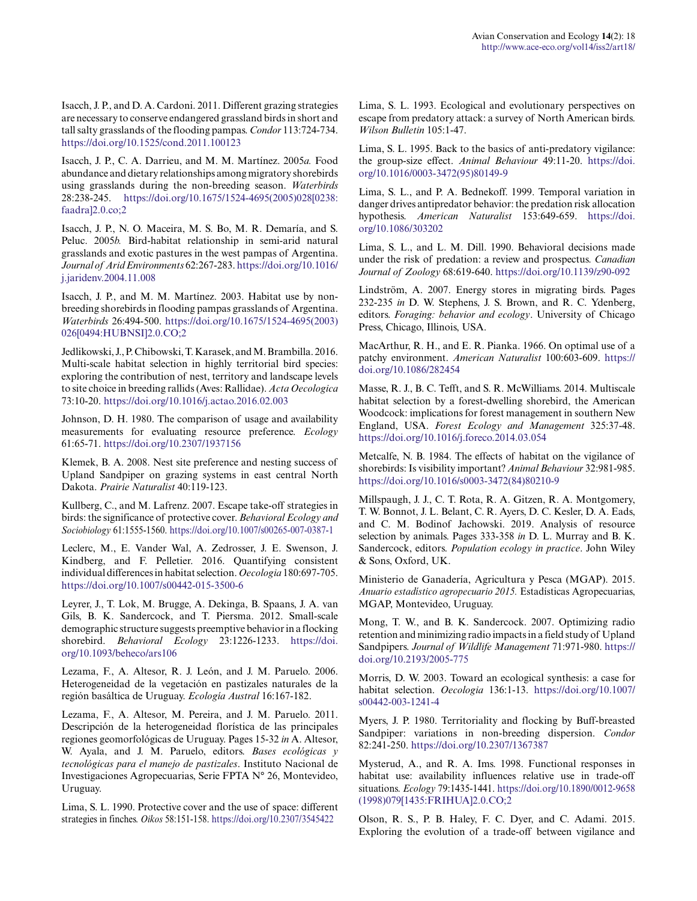Isacch, J. P., and D. A. Cardoni. 2011. Different grazing strategies are necessary to conserve endangered grassland birds in short and tall salty grasslands of the flooding pampas. *Condor* 113:724-734. https://doi.org/10.1525/cond.2011.100123

Isacch, J. P., C. A. Darrieu, and M. M. Martínez. 2005*a.* Food abundance and dietary relationships among migratory shorebirds using grasslands during the non-breeding season. *Waterbirds* 28:238-245. https://doi.org/10.1675/1524-4695(2005)028[0238:faadra]2.0.co;2

Isacch, J. P., N. O. Maceira, M. S. Bo, M. R. Demaría, and S. Peluc. 2005*b.* Bird-habitat relationship in semi-arid natural grasslands and exotic pastures in the west pampas of Argentina. *Journal of Arid Environments* 62:267-283. https://doi.org/10.1016/j.jaridenv.2004.11.008

Isacch, J. P., and M. M. Martínez. 2003. Habitat use by non-breeding shorebirds in flooding pampas grasslands of Argentina. *Waterbirds* 26:494-500. https://doi.org/10.1675/1524-4695(2003)026[0494:HUBNSI]2.0.CO;2

Jedlikowski, J., P. Chibowski, T. Karasek, and M. Brambilla. 2016. Multi-scale habitat selection in highly territorial bird species: exploring the contribution of nest, territory and landscape levels to site choice in breeding rallids (Aves: Rallidae). *Acta Oecologica* 73:10-20. https://doi.org/10.1016/j.actao.2016.02.003

Johnson, D. H. 1980. The comparison of usage and availability measurements for evaluating resource preference. *Ecology* 61:65-71. https://doi.org/10.2307/1937156

Klemek, B. A. 2008. Nest site preference and nesting success of Upland Sandpiper on grazing systems in east central North Dakota. *Prairie Naturalist* 40:119-123.

Kullberg, C., and M. Lafrenz. 2007. Escape take-off strategies in birds: the significance of protective cover. *Behavioral Ecology and Sociobiology* 61:1555-1560. https://doi.org/10.1007/s00265-007-0387-1

Leclerc, M., E. Vander Wal, A. Zedrosser, J. E. Swenson, J. Kindberg, and F. Pelletier. 2016. Quantifying consistent individual differences in habitat selection. *Oecologia* 180:697-705. https://doi.org/10.1007/s00442-015-3500-6

Leyrer, J., T. Lok, M. Brugge, A. Dekinga, B. Spaans, J. A. van Gils, B. K. Sandercock, and T. Piersma. 2012. Small-scale demographic structure suggests preemptive behavior in a flocking shorebird. *Behavioral Ecology* 23:1226-1233. https://doi.org/10.1093/beheco/ars106

Lezama, F., A. Altesor, R. J. León, and J. M. Paruelo. 2006. Heterogeneidad de la vegetación en pastizales naturales de la región basáltica de Uruguay. *Ecología Austral* 16:167-182.

Lezama, F., A. Altesor, M. Pereira, and J. M. Paruelo. 2011. Descripción de la heterogeneidad florística de las principales regiones geomorfológicas de Uruguay. Pages 15-32 *in* A. Altesor, W. Ayala, and J. M. Paruelo, editors. *Bases ecológicas y tecnológicas para el manejo de pastizales*. Instituto Nacional de Investigaciones Agropecuarias, Serie FPTA N° 26, Montevideo, Uruguay.

Lima, S. L. 1990. Protective cover and the use of space: different strategies in finches. *Oikos* 58:151-158. https://doi.org/10.2307/3545422

Lima, S. L. 1993. Ecological and evolutionary perspectives on escape from predatory attack: a survey of North American birds. *Wilson Bulletin* 105:1-47.

Lima, S. L. 1995. Back to the basics of anti-predatory vigilance: the group-size effect. *Animal Behaviour* 49:11-20. https://doi.org/10.1016/0003-3472(95)80149-9

Lima, S. L., and P. A. Bednekoff. 1999. Temporal variation in danger drives antipredator behavior: the predation risk allocation hypothesis. *American Naturalist* 153:649-659. https://doi.org/10.1086/303202

Lima, S. L., and L. M. Dill. 1990. Behavioral decisions made under the risk of predation: a review and prospectus. *Canadian Journal of Zoology* 68:619-640. https://doi.org/10.1139/z90-092

Lindström, A. 2007. Energy stores in migrating birds. Pages 232-235 *in* D. W. Stephens, J. S. Brown, and R. C. Ydenberg, editors. *Foraging: behavior and ecology*. University of Chicago Press, Chicago, Illinois, USA.

MacArthur, R. H., and E. R. Pianka. 1966. On optimal use of a patchy environment. *American Naturalist* 100:603-609. https://doi.org/10.1086/282454

Masse, R. J., B. C. Tefft, and S. R. McWilliams. 2014. Multiscale habitat selection by a forest-dwelling shorebird, the American Woodcock: implications for forest management in southern New England, USA. *Forest Ecology and Management* 325:37-48. https://doi.org/10.1016/j.foreco.2014.03.054

Metcalfe, N. B. 1984. The effects of habitat on the vigilance of shorebirds: Is visibility important? *Animal Behaviour* 32:981-985. https://doi.org/10.1016/s0003-3472(84)80210-9

Millspaugh, J. J., C. T. Rota, R. A. Gitzen, R. A. Montgomery, T. W. Bonnot, J. L. Belant, C. R. Ayers, D. C. Kesler, D. A. Eads, and C. M. Bodinof Jachowski. 2019. Analysis of resource selection by animals. Pages 333-358 *in* D. L. Murray and B. K. Sandercock, editors. *Population ecology in practice*. John Wiley & Sons, Oxford, UK.

Ministerio de Ganadería, Agricultura y Pesca (MGAP). 2015. *Anuario estadístico agropecuario 2015.* Estadísticas Agropecuarias, MGAP, Montevideo, Uruguay.

Mong, T. W., and B. K. Sandercock. 2007. Optimizing radio retention and minimizing radio impacts in a field study of Upland Sandpipers. *Journal of Wildlife Management* 71:971-980. https://doi.org/10.2193/2005-775

Morris, D. W. 2003. Toward an ecological synthesis: a case for habitat selection. *Oecologia* 136:1-13. https://doi.org/10.1007/s00442-003-1241-4

Myers, J. P. 1980. Territoriality and flocking by Buff-breasted Sandpiper: variations in non-breeding dispersion. *Condor* 82:241-250. https://doi.org/10.2307/1367387

Mysterud, A., and R. A. Ims. 1998. Functional responses in habitat use: availability influences relative use in trade-off situations. *Ecology* 79:1435-1441. https://doi.org/10.1890/0012-9658(1998)079[1435:FRIHUA]2.0.CO;2

Olson, R. S., P. B. Haley, F. C. Dyer, and C. Adami. 2015. Exploring the evolution of a trade-off between vigilance and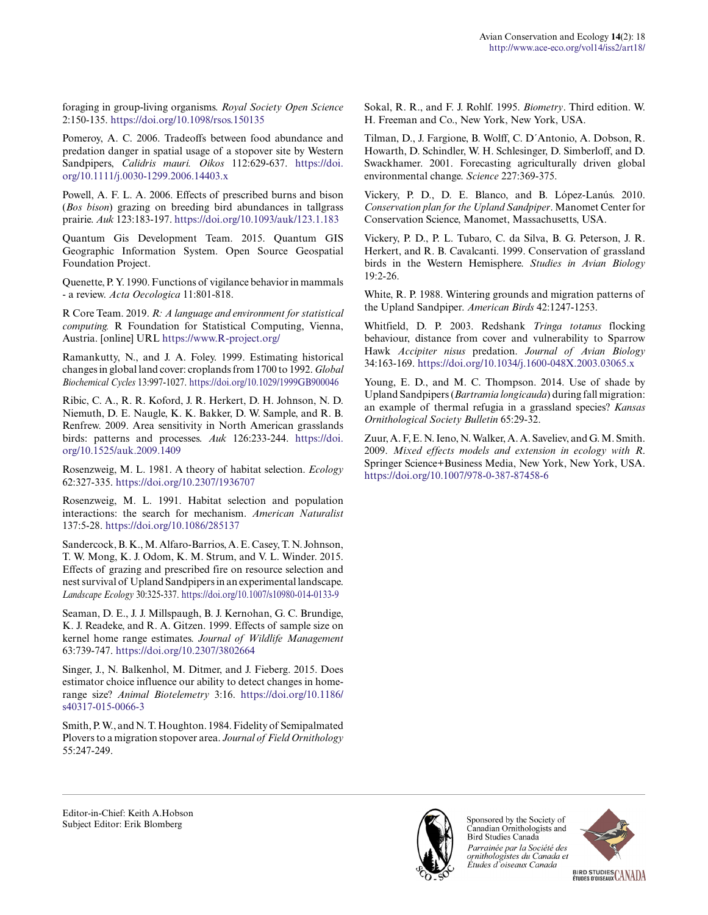foraging in group-living organisms. *Royal Society Open Science* 2:150-135. https://doi.org/10.1098/rsos.150135

Pomeroy, A. C. 2006. Tradeoffs between food abundance and predation danger in spatial usage of a stopover site by Western Sandpipers, *Calidris mauri*. *Oikos* 112:629-637. https://doi.org/10.1111/j.0030-1299.2006.14403.x

Powell, A. F. L. A. 2006. Effects of prescribed burns and bison (*Bos bison*) grazing on breeding bird abundances in tallgrass prairie. *Auk* 123:183-197. https://doi.org/10.1093/auk/123.1.183

Quantum Gis Development Team. 2015. Quantum GIS Geographic Information System. Open Source Geospatial Foundation Project.

Quenette, P. Y. 1990. Functions of vigilance behavior in mammals - a review. *Acta Oecologica* 11:801-818.

R Core Team. 2019. *R: A language and environment for statistical computing.* R Foundation for Statistical Computing, Vienna, Austria. [online] URL https://www.R-project.org/

Ramankutty, N., and J. A. Foley. 1999. Estimating historical changes in global land cover: croplands from 1700 to 1992. *Global Biochemical Cycles* 13:997-1027. https://doi.org/10.1029/1999GB900046

Ribic, C. A., R. R. Koford, J. R. Herkert, D. H. Johnson, N. D. Niemuth, D. E. Naugle, K. K. Bakker, D. W. Sample, and R. B. Renfrew. 2009. Area sensitivity in North American grasslands birds: patterns and processes. *Auk* 126:233-244. https://doi.org/10.1525/auk.2009.1409

Rosenzweig, M. L. 1981. A theory of habitat selection. *Ecology* 62:327-335. https://doi.org/10.2307/1936707

Rosenzweig, M. L. 1991. Habitat selection and population interactions: the search for mechanism. *American Naturalist* 137:5-28. https://doi.org/10.1086/285137

Sandercock, B. K., M. Alfaro-Barrios, A. E. Casey, T. N. Johnson, T. W. Mong, K. J. Odom, K. M. Strum, and V. L. Winder. 2015. Effects of grazing and prescribed fire on resource selection and nest survival of Upland Sandpipers in an experimental landscape. *Landscape Ecology* 30:325-337. https://doi.org/10.1007/s10980-014-0133-9

Seaman, D. E., J. J. Millspaugh, B. J. Kernohan, G. C. Brundige, K. J. Readeke, and R. A. Gitzen. 1999. Effects of sample size on kernel home range estimates. *Journal of Wildlife Management* 63:739-747. https://doi.org/10.2307/3802664

Singer, J., N. Balkenhol, M. Ditmer, and J. Fieberg. 2015. Does estimator choice influence our ability to detect changes in home-range size? *Animal Biotelemetry* 3:16. https://doi.org/10.1186/s40317-015-0066-3

Smith, P. W., and N. T. Houghton. 1984. Fidelity of Semipalmated Plovers to a migration stopover area. *Journal of Field Ornithology* 55:247-249.

Sokal, R. R., and F. J. Rohlf. 1995. *Biometry*. Third edition. W. H. Freeman and Co., New York, New York, USA.

Tilman, D., J. Fargione, B. Wolff, C. D´Antonio, A. Dobson, R. Howarth, D. Schindler, W. H. Schlesinger, D. Simberloff, and D. Swackhamer. 2001. Forecasting agriculturally driven global environmental change. *Science* 227:369-375.

Vickery, P. D., D. E. Blanco, and B. López-Lanús. 2010. *Conservation plan for the Upland Sandpiper*. Manomet Center for Conservation Science, Manomet, Massachusetts, USA.

Vickery, P. D., P. L. Tubaro, C. da Silva, B. G. Peterson, J. R. Herkert, and R. B. Cavalcanti. 1999. Conservation of grassland birds in the Western Hemisphere. *Studies in Avian Biology* 19:2-26.

White, R. P. 1988. Wintering grounds and migration patterns of the Upland Sandpiper. *American Birds* 42:1247-1253.

Whitfield, D. P. 2003. Redshank *Tringa totanus* flocking behaviour, distance from cover and vulnerability to Sparrow Hawk *Accipiter nisus* predation. *Journal of Avian Biology* 34:163-169. https://doi.org/10.1034/j.1600-048X.2003.03065.x

Young, E. D., and M. C. Thompson. 2014. Use of shade by Upland Sandpipers (*Bartramia longicauda*) during fall migration: an example of thermal refugia in a grassland species? *Kansas Ornithological Society Bulletin* 65:29-32.

Zuur, A. F, E. N. Ieno, N. Walker, A. A. Saveliev, and G. M. Smith. 2009. *Mixed effects models and extension in ecology with R*. Springer Science+Business Media, New York, New York, USA. https://doi.org/10.1007/978-0-387-87458-6

Editor-in-Chief: Keith A.Hobson
Subject Editor: Erik Blomberg

Sponsored by the Society of Canadian Ornithologists and Bird Studies Canada

*Parrainée par la Société des ornithologistes du Canada et Études d'oiseaux Canada*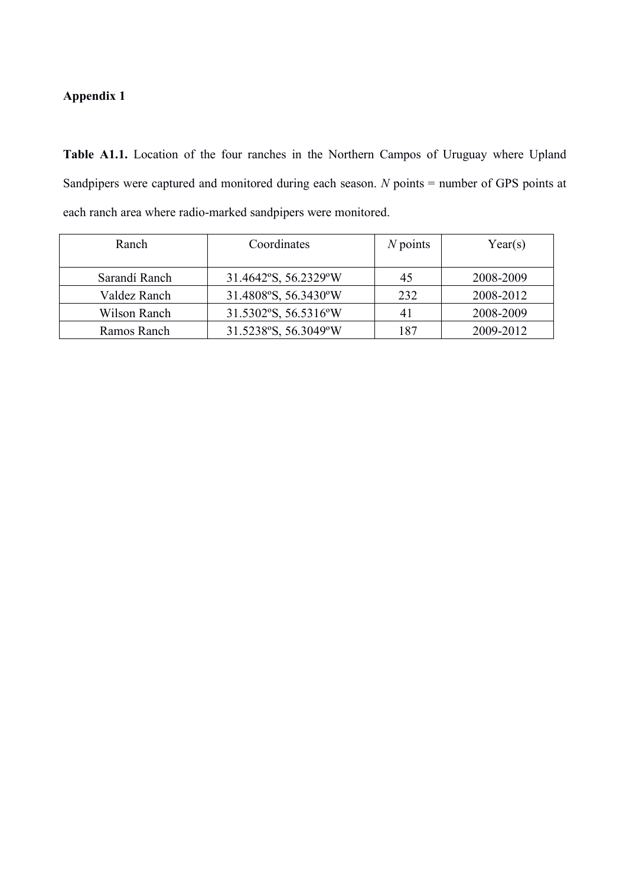**Appendix 1**

**Table A1.1.** Location of the four ranches in the Northern Campos of Uruguay where Upland Sandpipers were captured and monitored during each season. *N* points = number of GPS points at each ranch area where radio-marked sandpipers were monitored.

| Ranch | Coordinates | *N* points | Year(s) |
|---|---|---|---|
| Sarandí Ranch | 31.4642ºS, 56.2329ºW | 45 | 2008-2009 |
| Valdez Ranch | 31.4808ºS, 56.3430ºW | 232 | 2008-2012 |
| Wilson Ranch | 31.5302ºS, 56.5316ºW | 41 | 2008-2009 |
| Ramos Ranch | 31.5238ºS, 56.3049ºW | 187 | 2009-2012 |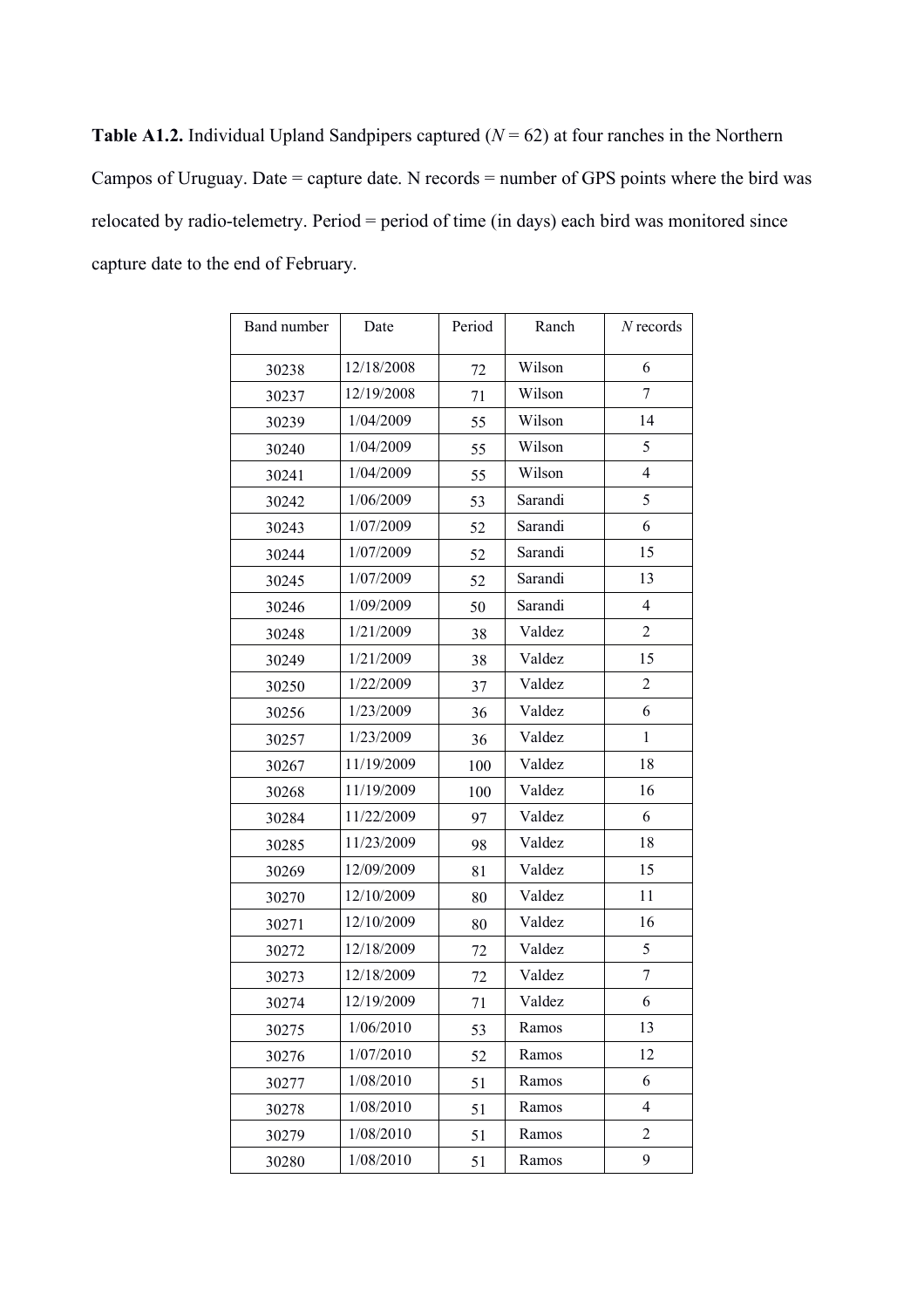**Table A1.2.** Individual Upland Sandpipers captured (*N* = 62) at four ranches in the Northern Campos of Uruguay. Date = capture date. N records = number of GPS points where the bird was relocated by radio-telemetry. Period = period of time (in days) each bird was monitored since capture date to the end of February.

| Band number | Date | Period | Ranch | *N* records |
|---|---|---|---|---|
| 30238 | 12/18/2008 | 72 | Wilson | 6 |
| 30237 | 12/19/2008 | 71 | Wilson | 7 |
| 30239 | 1/04/2009 | 55 | Wilson | 14 |
| 30240 | 1/04/2009 | 55 | Wilson | 5 |
| 30241 | 1/04/2009 | 55 | Wilson | 4 |
| 30242 | 1/06/2009 | 53 | Sarandi | 5 |
| 30243 | 1/07/2009 | 52 | Sarandi | 6 |
| 30244 | 1/07/2009 | 52 | Sarandi | 15 |
| 30245 | 1/07/2009 | 52 | Sarandi | 13 |
| 30246 | 1/09/2009 | 50 | Sarandi | 4 |
| 30248 | 1/21/2009 | 38 | Valdez | 2 |
| 30249 | 1/21/2009 | 38 | Valdez | 15 |
| 30250 | 1/22/2009 | 37 | Valdez | 2 |
| 30256 | 1/23/2009 | 36 | Valdez | 6 |
| 30257 | 1/23/2009 | 36 | Valdez | 1 |
| 30267 | 11/19/2009 | 100 | Valdez | 18 |
| 30268 | 11/19/2009 | 100 | Valdez | 16 |
| 30284 | 11/22/2009 | 97 | Valdez | 6 |
| 30285 | 11/23/2009 | 98 | Valdez | 18 |
| 30269 | 12/09/2009 | 81 | Valdez | 15 |
| 30270 | 12/10/2009 | 80 | Valdez | 11 |
| 30271 | 12/10/2009 | 80 | Valdez | 16 |
| 30272 | 12/18/2009 | 72 | Valdez | 5 |
| 30273 | 12/18/2009 | 72 | Valdez | 7 |
| 30274 | 12/19/2009 | 71 | Valdez | 6 |
| 30275 | 1/06/2010 | 53 | Ramos | 13 |
| 30276 | 1/07/2010 | 52 | Ramos | 12 |
| 30277 | 1/08/2010 | 51 | Ramos | 6 |
| 30278 | 1/08/2010 | 51 | Ramos | 4 |
| 30279 | 1/08/2010 | 51 | Ramos | 2 |
| 30280 | 1/08/2010 | 51 | Ramos | 9 |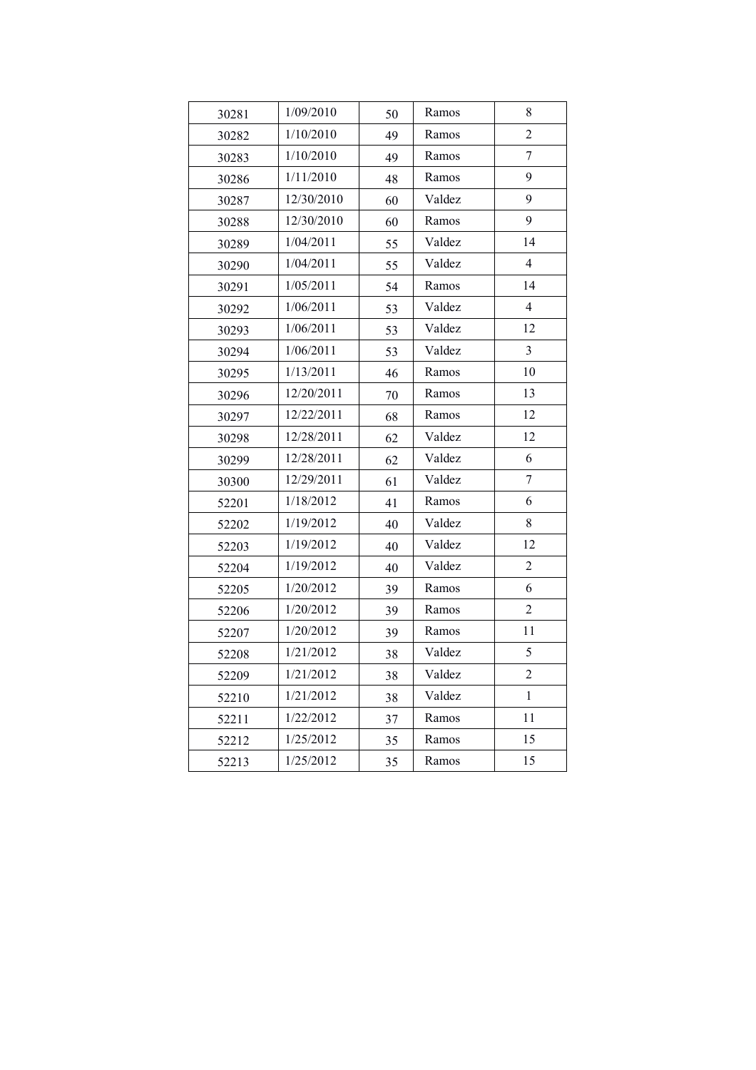| | | | | |
|---|---|---|---|---|
| 30281 | 1/09/2010 | 50 | Ramos | 8 |
| 30282 | 1/10/2010 | 49 | Ramos | 2 |
| 30283 | 1/10/2010 | 49 | Ramos | 7 |
| 30286 | 1/11/2010 | 48 | Ramos | 9 |
| 30287 | 12/30/2010 | 60 | Valdez | 9 |
| 30288 | 12/30/2010 | 60 | Ramos | 9 |
| 30289 | 1/04/2011 | 55 | Valdez | 14 |
| 30290 | 1/04/2011 | 55 | Valdez | 4 |
| 30291 | 1/05/2011 | 54 | Ramos | 14 |
| 30292 | 1/06/2011 | 53 | Valdez | 4 |
| 30293 | 1/06/2011 | 53 | Valdez | 12 |
| 30294 | 1/06/2011 | 53 | Valdez | 3 |
| 30295 | 1/13/2011 | 46 | Ramos | 10 |
| 30296 | 12/20/2011 | 70 | Ramos | 13 |
| 30297 | 12/22/2011 | 68 | Ramos | 12 |
| 30298 | 12/28/2011 | 62 | Valdez | 12 |
| 30299 | 12/28/2011 | 62 | Valdez | 6 |
| 30300 | 12/29/2011 | 61 | Valdez | 7 |
| 52201 | 1/18/2012 | 41 | Ramos | 6 |
| 52202 | 1/19/2012 | 40 | Valdez | 8 |
| 52203 | 1/19/2012 | 40 | Valdez | 12 |
| 52204 | 1/19/2012 | 40 | Valdez | 2 |
| 52205 | 1/20/2012 | 39 | Ramos | 6 |
| 52206 | 1/20/2012 | 39 | Ramos | 2 |
| 52207 | 1/20/2012 | 39 | Ramos | 11 |
| 52208 | 1/21/2012 | 38 | Valdez | 5 |
| 52209 | 1/21/2012 | 38 | Valdez | 2 |
| 52210 | 1/21/2012 | 38 | Valdez | 1 |
| 52211 | 1/22/2012 | 37 | Ramos | 11 |
| 52212 | 1/25/2012 | 35 | Ramos | 15 |
| 52213 | 1/25/2012 | 35 | Ramos | 15 |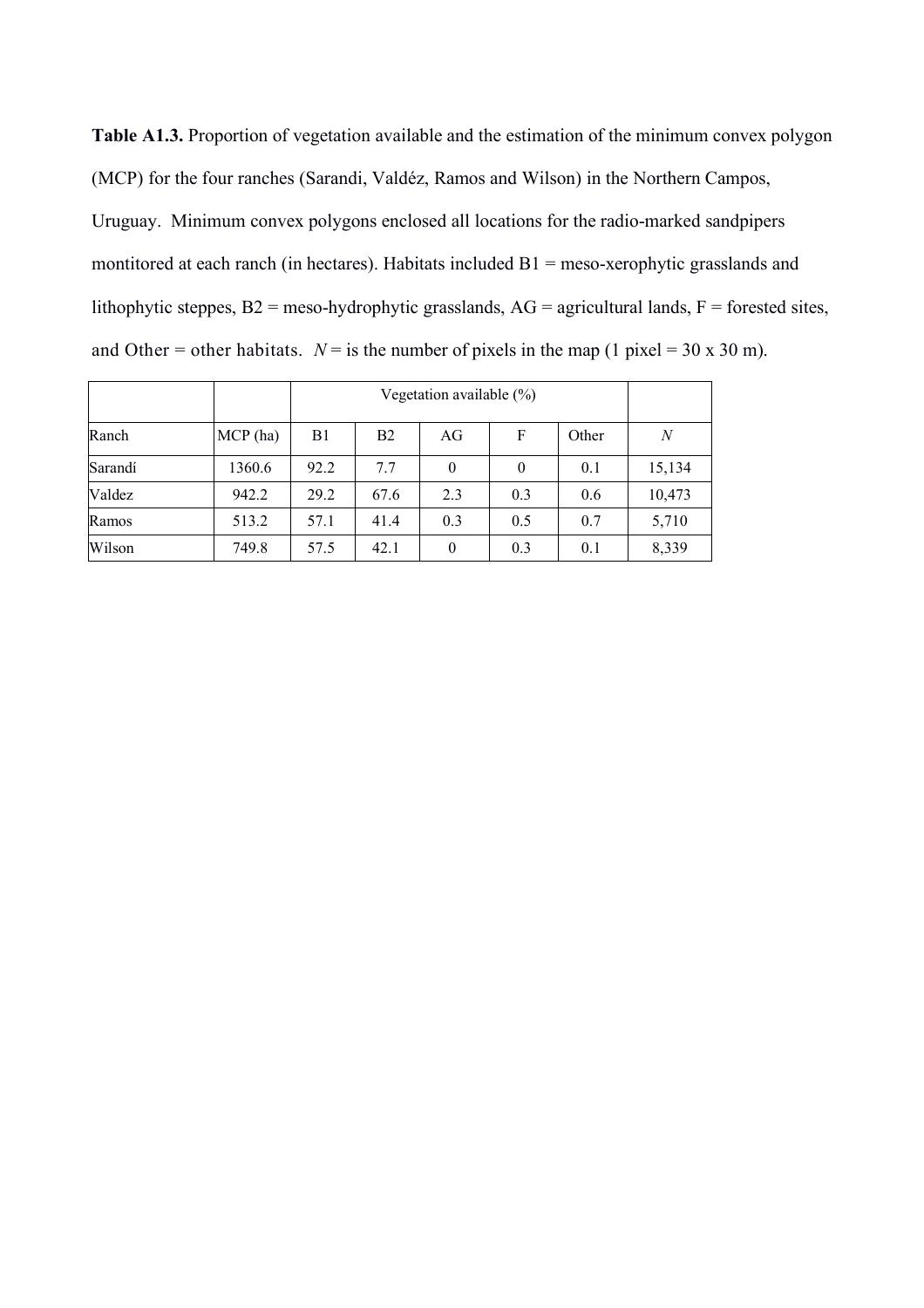**Table A1.3.** Proportion of vegetation available and the estimation of the minimum convex polygon (MCP) for the four ranches (Sarandi, Valdéz, Ramos and Wilson) in the Northern Campos, Uruguay. Minimum convex polygons enclosed all locations for the radio-marked sandpipers montitored at each ranch (in hectares). Habitats included B1 = meso-xerophytic grasslands and lithophytic steppes, B2 = meso-hydrophytic grasslands, AG = agricultural lands, F = forested sites, and Other = other habitats. *N* = is the number of pixels in the map (1 pixel = 30 x 30 m).

| | | Vegetation available (%) | | | | | |
|---|---|---|---|---|---|---|---|
| Ranch | MCP (ha) | B1 | B2 | AG | F | Other | *N* |
| Sarandí | 1360.6 | 92.2 | 7.7 | 0 | 0 | 0.1 | 15,134 |
| Valdez | 942.2 | 29.2 | 67.6 | 2.3 | 0.3 | 0.6 | 10,473 |
| Ramos | 513.2 | 57.1 | 41.4 | 0.3 | 0.5 | 0.7 | 5,710 |
| Wilson | 749.8 | 57.5 | 42.1 | 0 | 0.3 | 0.1 | 8,339 |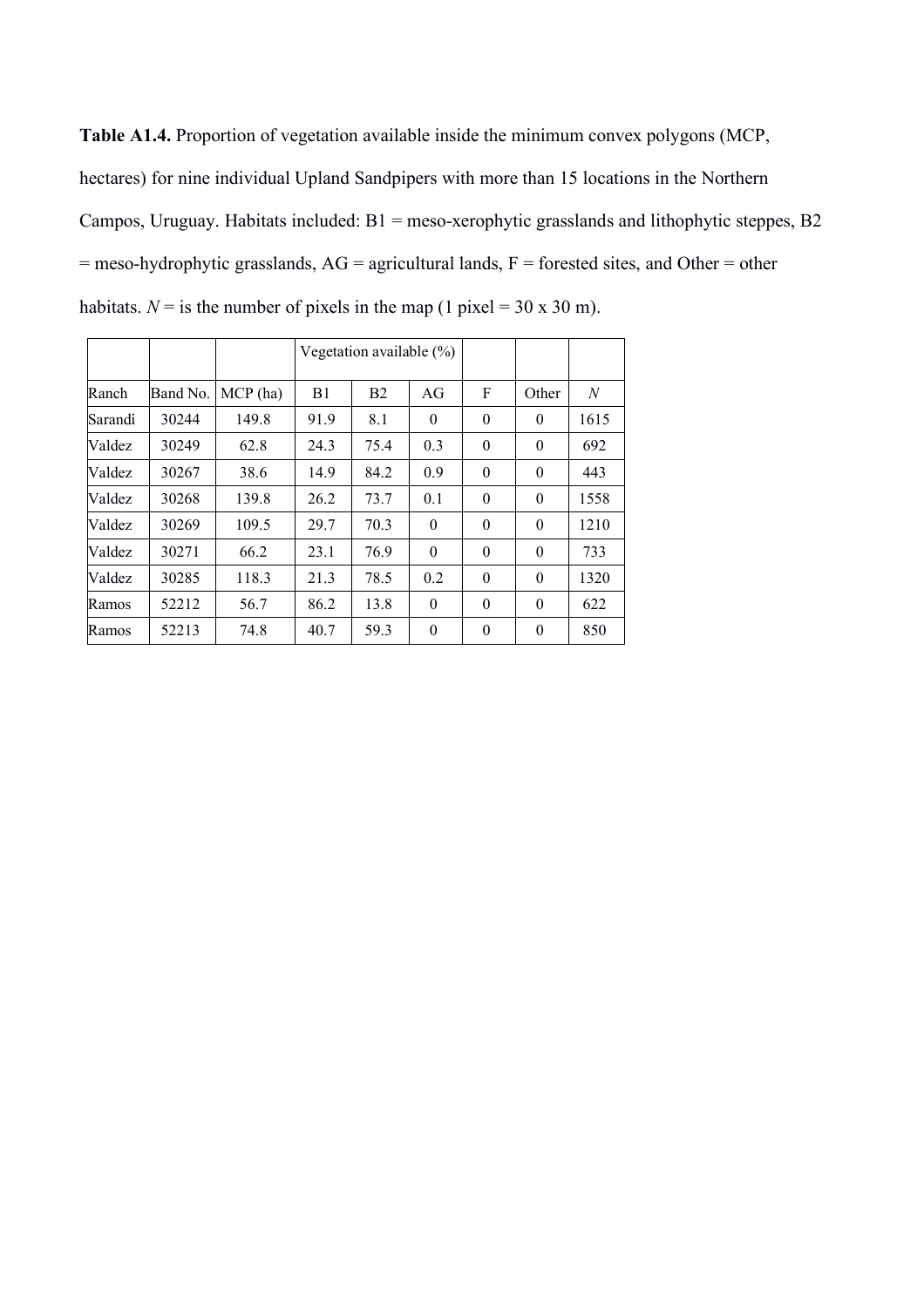**Table A1.4.** Proportion of vegetation available inside the minimum convex polygons (MCP, hectares) for nine individual Upland Sandpipers with more than 15 locations in the Northern Campos, Uruguay. Habitats included: B1 = meso-xerophytic grasslands and lithophytic steppes, B2 = meso-hydrophytic grasslands, AG = agricultural lands, F = forested sites, and Other = other habitats. *N* = is the number of pixels in the map (1 pixel = 30 x 30 m).

| | | | Vegetation available (%) | | | | | |
|---|---|---|---|---|---|---|---|---|
| Ranch | Band No. | MCP (ha) | B1 | B2 | AG | F | Other | *N* |
| Sarandí | 30244 | 149.8 | 91.9 | 8.1 | 0 | 0 | 0 | 1615 |
| Valdez | 30249 | 62.8 | 24.3 | 75.4 | 0.3 | 0 | 0 | 692 |
| Valdez | 30267 | 38.6 | 14.9 | 84.2 | 0.9 | 0 | 0 | 443 |
| Valdez | 30268 | 139.8 | 26.2 | 73.7 | 0.1 | 0 | 0 | 1558 |
| Valdez | 30269 | 109.5 | 29.7 | 70.3 | 0 | 0 | 0 | 1210 |
| Valdez | 30271 | 66.2 | 23.1 | 76.9 | 0 | 0 | 0 | 733 |
| Valdez | 30285 | 118.3 | 21.3 | 78.5 | 0.2 | 0 | 0 | 1320 |
| Ramos | 52212 | 56.7 | 86.2 | 13.8 | 0 | 0 | 0 | 622 |
| Ramos | 52213 | 74.8 | 40.7 | 59.3 | 0 | 0 | 0 | 850 |